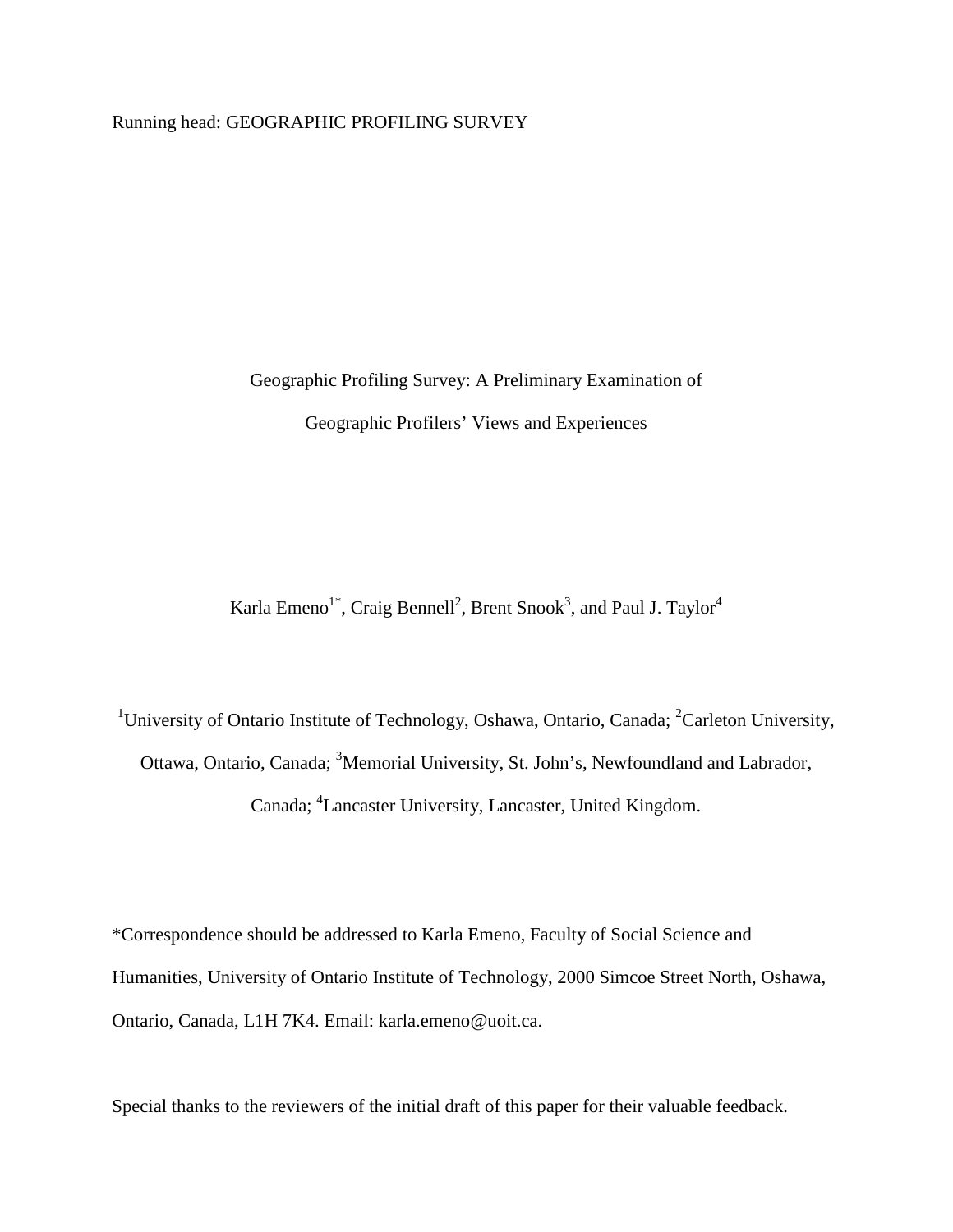# Geographic Profiling Survey: A Preliminary Examination of Geographic Profilers' Views and Experiences

Karla Emeno[1*], Craig Bennell[2], Brent Snook[3], and Paul J. Taylor[4]

[1]University of Ontario Institute of Technology, Oshawa, Ontario, Canada; [2]Carleton University, Ottawa, Ontario, Canada; [3]Memorial University, St. John's, Newfoundland and Labrador, Canada; [4]Lancaster University, Lancaster, United Kingdom.

*Correspondence should be addressed to Karla Emeno, Faculty of Social Science and Humanities, University of Ontario Institute of Technology, 2000 Simcoe Street North, Oshawa, Ontario, Canada, L1H 7K4. Email: karla.emeno@uoit.ca.

Special thanks to the reviewers of the initial draft of this paper for their valuable feedback.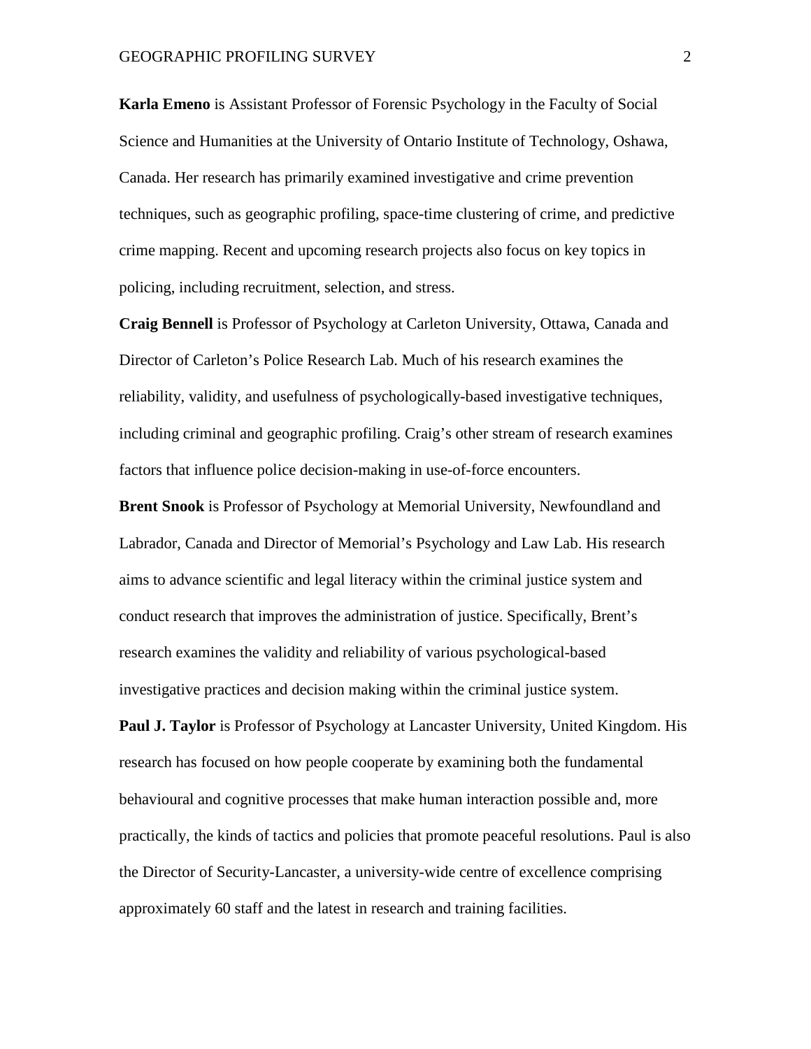**Karla Emeno** is Assistant Professor of Forensic Psychology in the Faculty of Social Science and Humanities at the University of Ontario Institute of Technology, Oshawa, Canada. Her research has primarily examined investigative and crime prevention techniques, such as geographic profiling, space-time clustering of crime, and predictive crime mapping. Recent and upcoming research projects also focus on key topics in policing, including recruitment, selection, and stress.

**Craig Bennell** is Professor of Psychology at Carleton University, Ottawa, Canada and Director of Carleton's Police Research Lab. Much of his research examines the reliability, validity, and usefulness of psychologically-based investigative techniques, including criminal and geographic profiling. Craig's other stream of research examines factors that influence police decision-making in use-of-force encounters.

**Brent Snook** is Professor of Psychology at Memorial University, Newfoundland and Labrador, Canada and Director of Memorial's Psychology and Law Lab. His research aims to advance scientific and legal literacy within the criminal justice system and conduct research that improves the administration of justice. Specifically, Brent's research examines the validity and reliability of various psychological-based investigative practices and decision making within the criminal justice system.

**Paul J. Taylor** is Professor of Psychology at Lancaster University, United Kingdom. His research has focused on how people cooperate by examining both the fundamental behavioural and cognitive processes that make human interaction possible and, more practically, the kinds of tactics and policies that promote peaceful resolutions. Paul is also the Director of Security-Lancaster, a university-wide centre of excellence comprising approximately 60 staff and the latest in research and training facilities.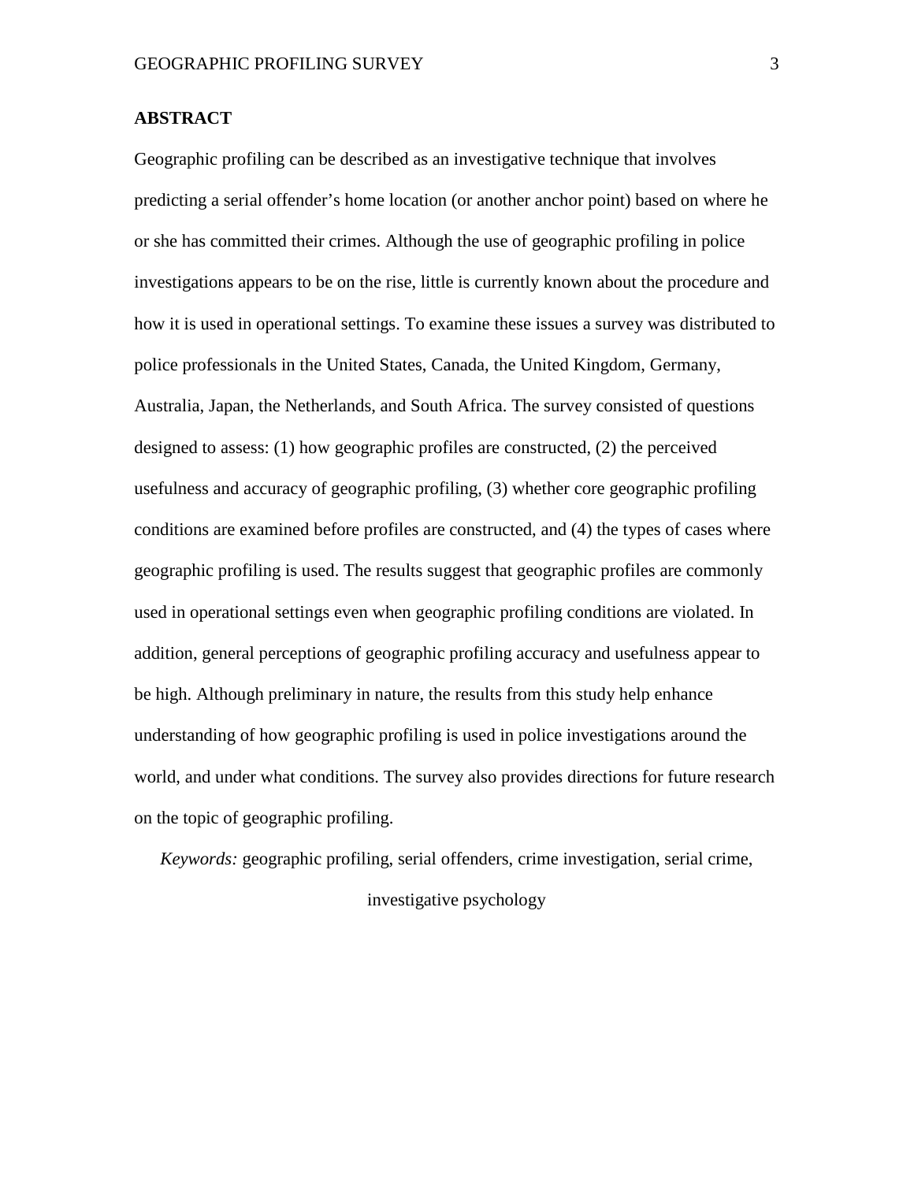## ABSTRACT

Geographic profiling can be described as an investigative technique that involves predicting a serial offender's home location (or another anchor point) based on where he or she has committed their crimes. Although the use of geographic profiling in police investigations appears to be on the rise, little is currently known about the procedure and how it is used in operational settings. To examine these issues a survey was distributed to police professionals in the United States, Canada, the United Kingdom, Germany, Australia, Japan, the Netherlands, and South Africa. The survey consisted of questions designed to assess: (1) how geographic profiles are constructed, (2) the perceived usefulness and accuracy of geographic profiling, (3) whether core geographic profiling conditions are examined before profiles are constructed, and (4) the types of cases where geographic profiling is used. The results suggest that geographic profiles are commonly used in operational settings even when geographic profiling conditions are violated. In addition, general perceptions of geographic profiling accuracy and usefulness appear to be high. Although preliminary in nature, the results from this study help enhance understanding of how geographic profiling is used in police investigations around the world, and under what conditions. The survey also provides directions for future research on the topic of geographic profiling.

*Keywords:* geographic profiling, serial offenders, crime investigation, serial crime, investigative psychology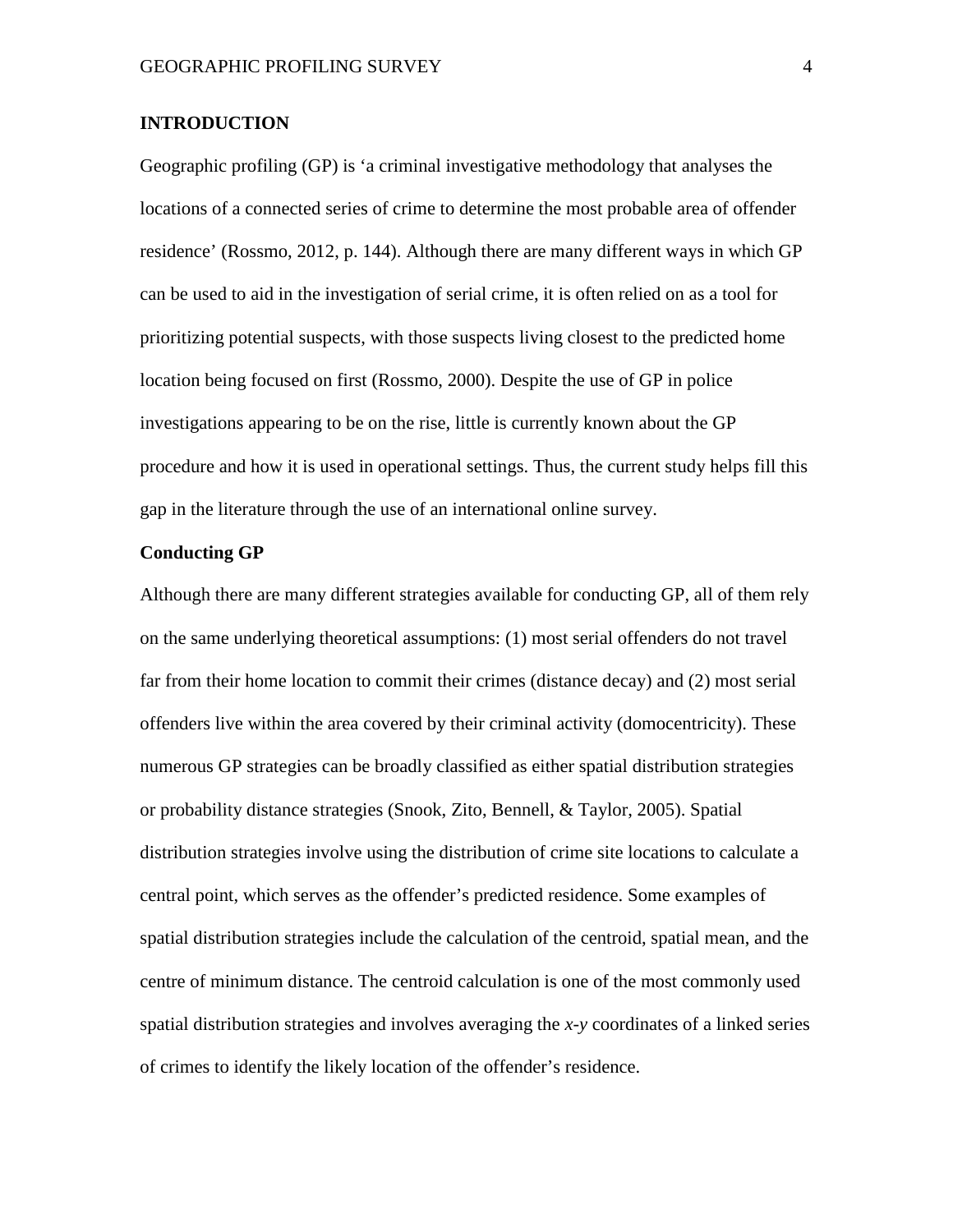## INTRODUCTION

Geographic profiling (GP) is 'a criminal investigative methodology that analyses the locations of a connected series of crime to determine the most probable area of offender residence' (Rossmo, 2012, p. 144). Although there are many different ways in which GP can be used to aid in the investigation of serial crime, it is often relied on as a tool for prioritizing potential suspects, with those suspects living closest to the predicted home location being focused on first (Rossmo, 2000). Despite the use of GP in police investigations appearing to be on the rise, little is currently known about the GP procedure and how it is used in operational settings. Thus, the current study helps fill this gap in the literature through the use of an international online survey.

### Conducting GP

Although there are many different strategies available for conducting GP, all of them rely on the same underlying theoretical assumptions: (1) most serial offenders do not travel far from their home location to commit their crimes (distance decay) and (2) most serial offenders live within the area covered by their criminal activity (domocentricity). These numerous GP strategies can be broadly classified as either spatial distribution strategies or probability distance strategies (Snook, Zito, Bennell, & Taylor, 2005). Spatial distribution strategies involve using the distribution of crime site locations to calculate a central point, which serves as the offender's predicted residence. Some examples of spatial distribution strategies include the calculation of the centroid, spatial mean, and the centre of minimum distance. The centroid calculation is one of the most commonly used spatial distribution strategies and involves averaging the *x-y* coordinates of a linked series of crimes to identify the likely location of the offender's residence.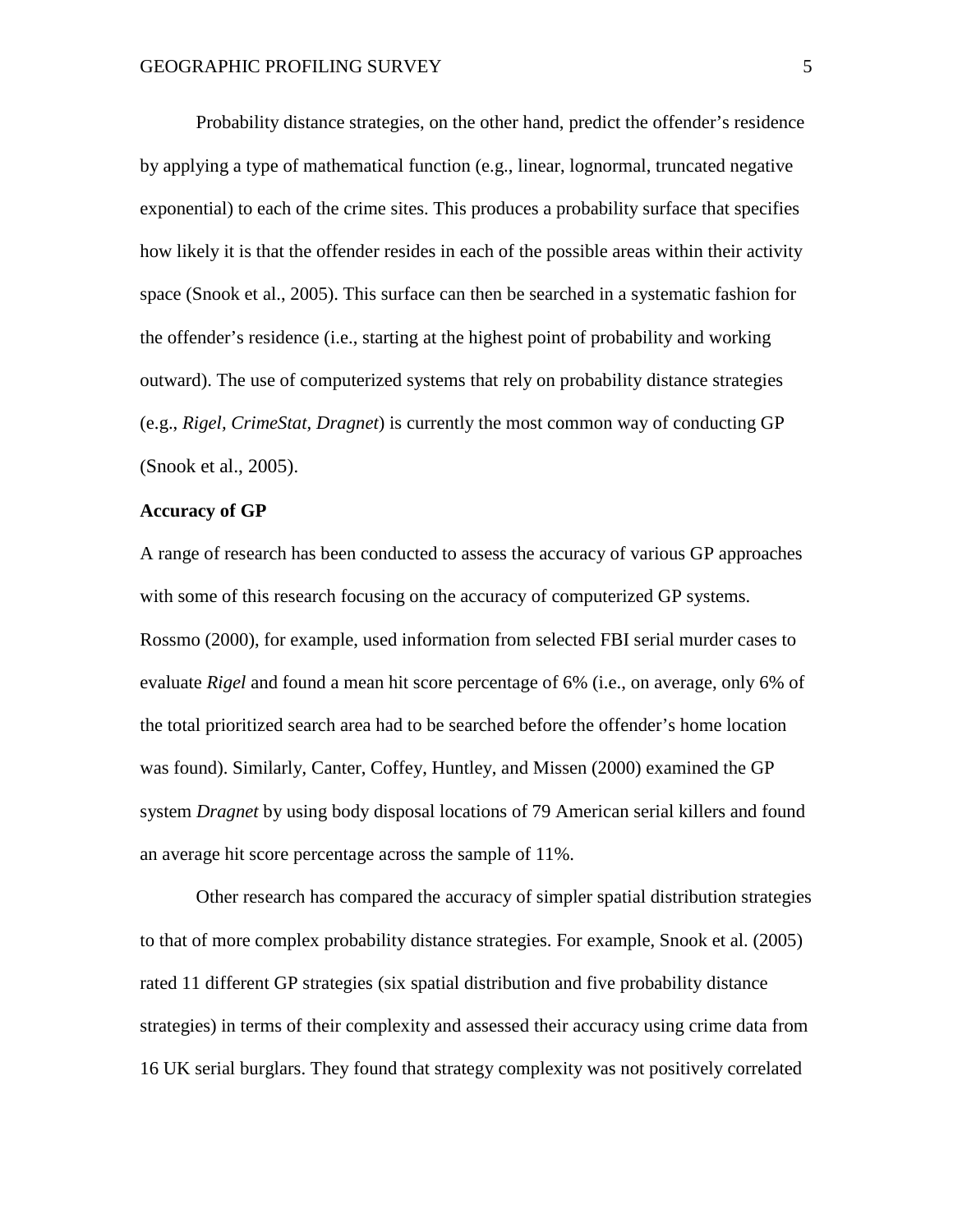Probability distance strategies, on the other hand, predict the offender's residence by applying a type of mathematical function (e.g., linear, lognormal, truncated negative exponential) to each of the crime sites. This produces a probability surface that specifies how likely it is that the offender resides in each of the possible areas within their activity space (Snook et al., 2005). This surface can then be searched in a systematic fashion for the offender's residence (i.e., starting at the highest point of probability and working outward). The use of computerized systems that rely on probability distance strategies (e.g., *Rigel*, *CrimeStat*, *Dragnet*) is currently the most common way of conducting GP (Snook et al., 2005).

**Accuracy of GP**

A range of research has been conducted to assess the accuracy of various GP approaches with some of this research focusing on the accuracy of computerized GP systems. Rossmo (2000), for example, used information from selected FBI serial murder cases to evaluate *Rigel* and found a mean hit score percentage of 6% (i.e., on average, only 6% of the total prioritized search area had to be searched before the offender's home location was found). Similarly, Canter, Coffey, Huntley, and Missen (2000) examined the GP system *Dragnet* by using body disposal locations of 79 American serial killers and found an average hit score percentage across the sample of 11%.

Other research has compared the accuracy of simpler spatial distribution strategies to that of more complex probability distance strategies. For example, Snook et al. (2005) rated 11 different GP strategies (six spatial distribution and five probability distance strategies) in terms of their complexity and assessed their accuracy using crime data from 16 UK serial burglars. They found that strategy complexity was not positively correlated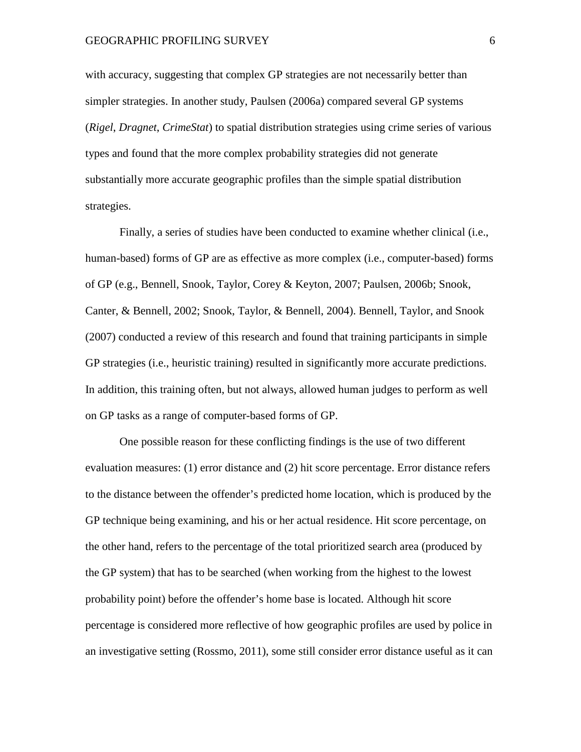with accuracy, suggesting that complex GP strategies are not necessarily better than simpler strategies. In another study, Paulsen (2006a) compared several GP systems (*Rigel*, *Dragnet*, *CrimeStat*) to spatial distribution strategies using crime series of various types and found that the more complex probability strategies did not generate substantially more accurate geographic profiles than the simple spatial distribution strategies.

Finally, a series of studies have been conducted to examine whether clinical (i.e., human-based) forms of GP are as effective as more complex (i.e., computer-based) forms of GP (e.g., Bennell, Snook, Taylor, Corey & Keyton, 2007; Paulsen, 2006b; Snook, Canter, & Bennell, 2002; Snook, Taylor, & Bennell, 2004). Bennell, Taylor, and Snook (2007) conducted a review of this research and found that training participants in simple GP strategies (i.e., heuristic training) resulted in significantly more accurate predictions. In addition, this training often, but not always, allowed human judges to perform as well on GP tasks as a range of computer-based forms of GP.

One possible reason for these conflicting findings is the use of two different evaluation measures: (1) error distance and (2) hit score percentage. Error distance refers to the distance between the offender's predicted home location, which is produced by the GP technique being examining, and his or her actual residence. Hit score percentage, on the other hand, refers to the percentage of the total prioritized search area (produced by the GP system) that has to be searched (when working from the highest to the lowest probability point) before the offender's home base is located. Although hit score percentage is considered more reflective of how geographic profiles are used by police in an investigative setting (Rossmo, 2011), some still consider error distance useful as it can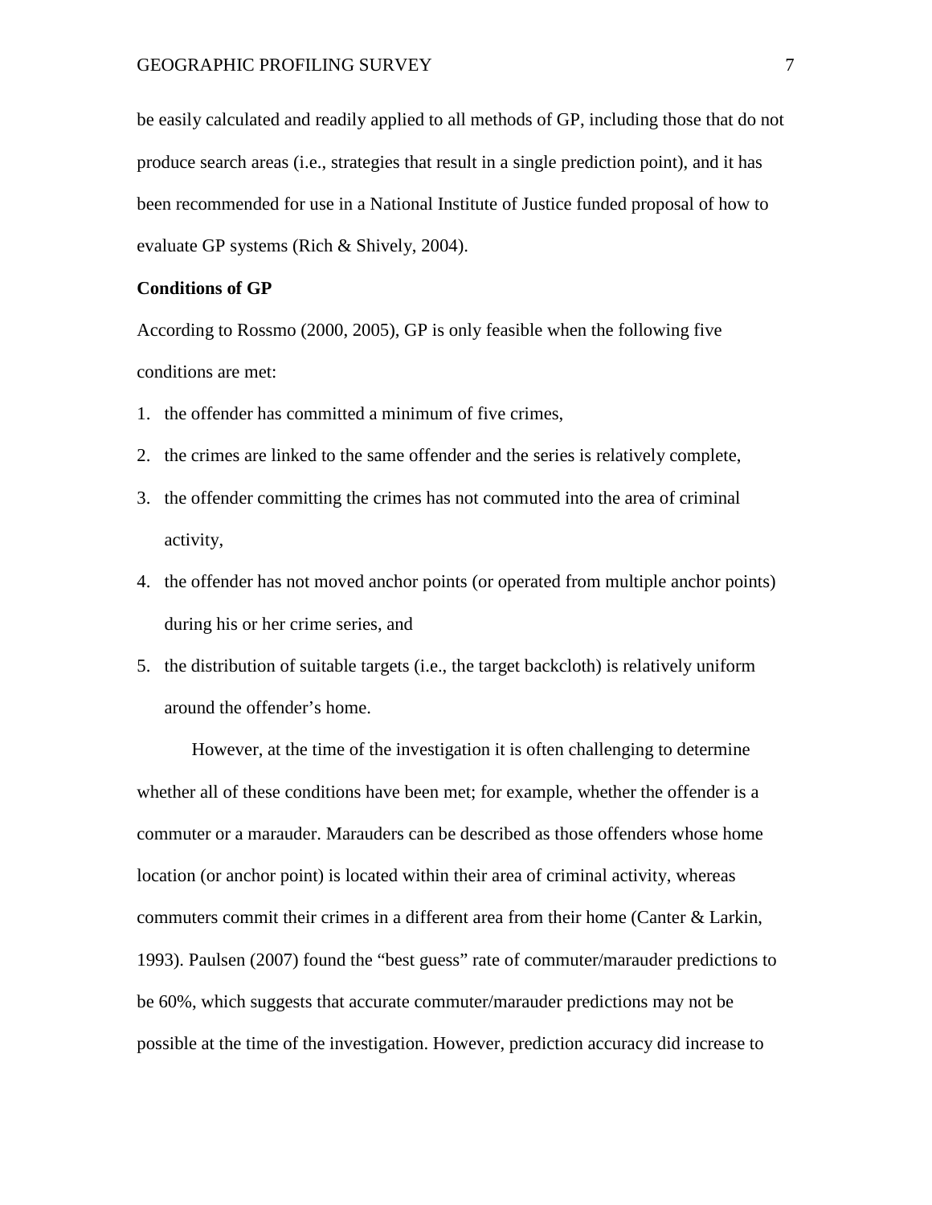be easily calculated and readily applied to all methods of GP, including those that do not produce search areas (i.e., strategies that result in a single prediction point), and it has been recommended for use in a National Institute of Justice funded proposal of how to evaluate GP systems (Rich & Shively, 2004).

**Conditions of GP**

According to Rossmo (2000, 2005), GP is only feasible when the following five conditions are met:

1. the offender has committed a minimum of five crimes,
2. the crimes are linked to the same offender and the series is relatively complete,
3. the offender committing the crimes has not commuted into the area of criminal activity,
4. the offender has not moved anchor points (or operated from multiple anchor points) during his or her crime series, and
5. the distribution of suitable targets (i.e., the target backcloth) is relatively uniform around the offender's home.

However, at the time of the investigation it is often challenging to determine whether all of these conditions have been met; for example, whether the offender is a commuter or a marauder. Marauders can be described as those offenders whose home location (or anchor point) is located within their area of criminal activity, whereas commuters commit their crimes in a different area from their home (Canter & Larkin, 1993). Paulsen (2007) found the "best guess" rate of commuter/marauder predictions to be 60%, which suggests that accurate commuter/marauder predictions may not be possible at the time of the investigation. However, prediction accuracy did increase to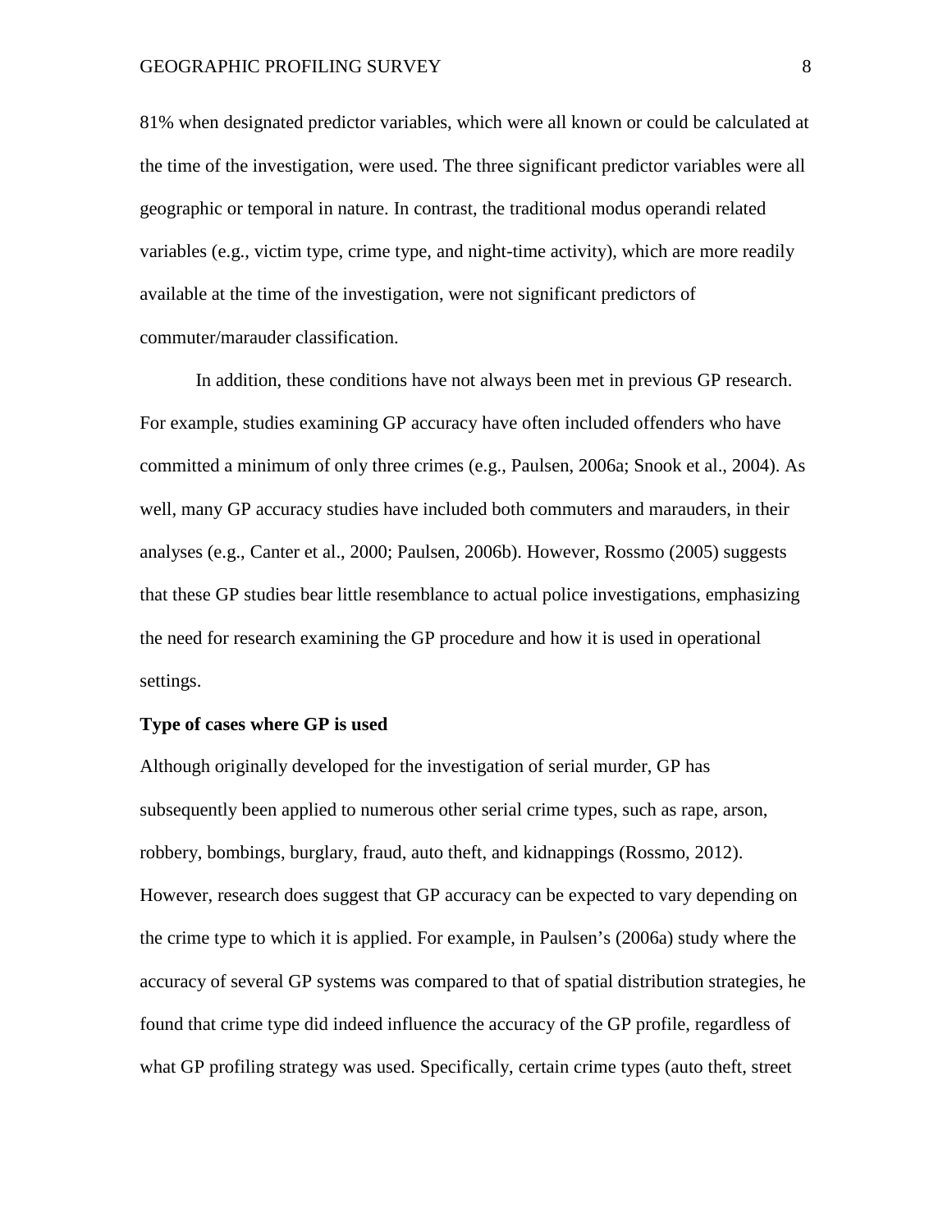81% when designated predictor variables, which were all known or could be calculated at the time of the investigation, were used. The three significant predictor variables were all geographic or temporal in nature. In contrast, the traditional modus operandi related variables (e.g., victim type, crime type, and night-time activity), which are more readily available at the time of the investigation, were not significant predictors of commuter/marauder classification.

In addition, these conditions have not always been met in previous GP research. For example, studies examining GP accuracy have often included offenders who have committed a minimum of only three crimes (e.g., Paulsen, 2006a; Snook et al., 2004). As well, many GP accuracy studies have included both commuters and marauders, in their analyses (e.g., Canter et al., 2000; Paulsen, 2006b). However, Rossmo (2005) suggests that these GP studies bear little resemblance to actual police investigations, emphasizing the need for research examining the GP procedure and how it is used in operational settings.

**Type of cases where GP is used**

Although originally developed for the investigation of serial murder, GP has subsequently been applied to numerous other serial crime types, such as rape, arson, robbery, bombings, burglary, fraud, auto theft, and kidnappings (Rossmo, 2012). However, research does suggest that GP accuracy can be expected to vary depending on the crime type to which it is applied. For example, in Paulsen's (2006a) study where the accuracy of several GP systems was compared to that of spatial distribution strategies, he found that crime type did indeed influence the accuracy of the GP profile, regardless of what GP profiling strategy was used. Specifically, certain crime types (auto theft, street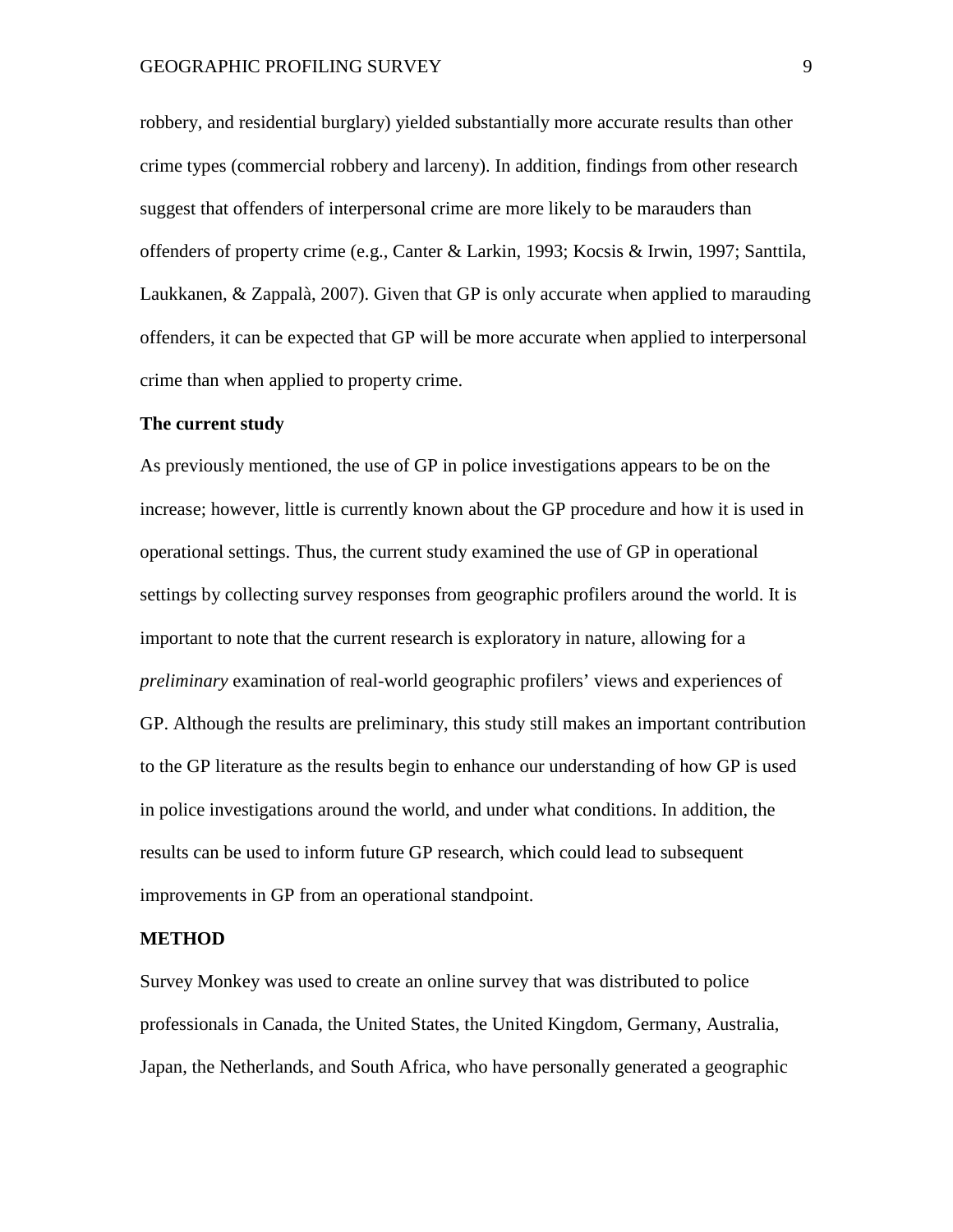robbery, and residential burglary) yielded substantially more accurate results than other crime types (commercial robbery and larceny). In addition, findings from other research suggest that offenders of interpersonal crime are more likely to be marauders than offenders of property crime (e.g., Canter & Larkin, 1993; Kocsis & Irwin, 1997; Santtila, Laukkanen, & Zappalà, 2007). Given that GP is only accurate when applied to marauding offenders, it can be expected that GP will be more accurate when applied to interpersonal crime than when applied to property crime.

### The current study

As previously mentioned, the use of GP in police investigations appears to be on the increase; however, little is currently known about the GP procedure and how it is used in operational settings. Thus, the current study examined the use of GP in operational settings by collecting survey responses from geographic profilers around the world. It is important to note that the current research is exploratory in nature, allowing for a *preliminary* examination of real-world geographic profilers' views and experiences of GP. Although the results are preliminary, this study still makes an important contribution to the GP literature as the results begin to enhance our understanding of how GP is used in police investigations around the world, and under what conditions. In addition, the results can be used to inform future GP research, which could lead to subsequent improvements in GP from an operational standpoint.

## METHOD

Survey Monkey was used to create an online survey that was distributed to police professionals in Canada, the United States, the United Kingdom, Germany, Australia, Japan, the Netherlands, and South Africa, who have personally generated a geographic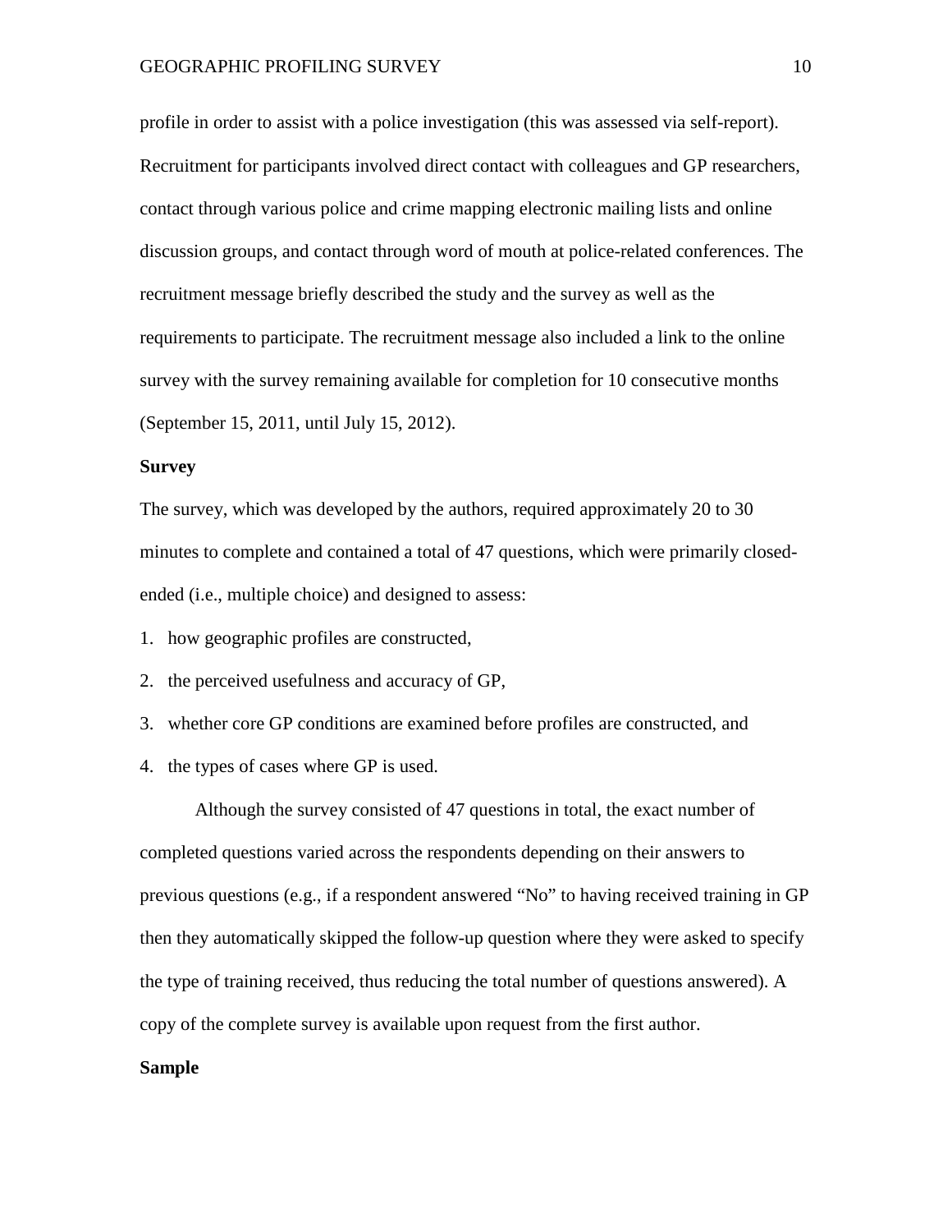profile in order to assist with a police investigation (this was assessed via self-report). Recruitment for participants involved direct contact with colleagues and GP researchers, contact through various police and crime mapping electronic mailing lists and online discussion groups, and contact through word of mouth at police-related conferences. The recruitment message briefly described the study and the survey as well as the requirements to participate. The recruitment message also included a link to the online survey with the survey remaining available for completion for 10 consecutive months (September 15, 2011, until July 15, 2012).

**Survey**

The survey, which was developed by the authors, required approximately 20 to 30 minutes to complete and contained a total of 47 questions, which were primarily closed-ended (i.e., multiple choice) and designed to assess:

1. how geographic profiles are constructed,
2. the perceived usefulness and accuracy of GP,
3. whether core GP conditions are examined before profiles are constructed, and
4. the types of cases where GP is used.

Although the survey consisted of 47 questions in total, the exact number of completed questions varied across the respondents depending on their answers to previous questions (e.g., if a respondent answered "No" to having received training in GP then they automatically skipped the follow-up question where they were asked to specify the type of training received, thus reducing the total number of questions answered). A copy of the complete survey is available upon request from the first author.

**Sample**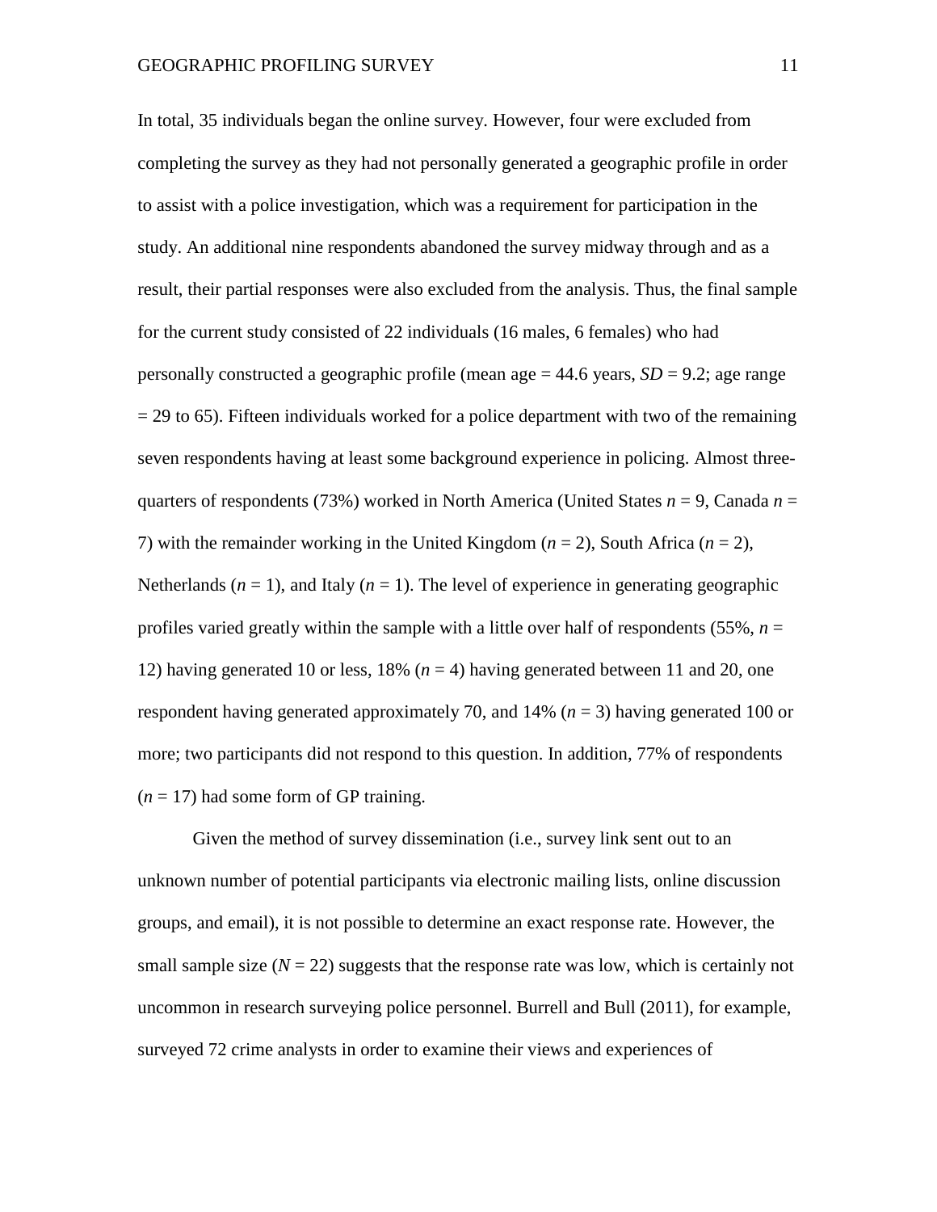In total, 35 individuals began the online survey. However, four were excluded from completing the survey as they had not personally generated a geographic profile in order to assist with a police investigation, which was a requirement for participation in the study. An additional nine respondents abandoned the survey midway through and as a result, their partial responses were also excluded from the analysis. Thus, the final sample for the current study consisted of 22 individuals (16 males, 6 females) who had personally constructed a geographic profile (mean age = 44.6 years, *SD* = 9.2; age range = 29 to 65). Fifteen individuals worked for a police department with two of the remaining seven respondents having at least some background experience in policing. Almost three-quarters of respondents (73%) worked in North America (United States *n* = 9, Canada *n* = 7) with the remainder working in the United Kingdom (*n* = 2), South Africa (*n* = 2), Netherlands (*n* = 1), and Italy (*n* = 1). The level of experience in generating geographic profiles varied greatly within the sample with a little over half of respondents (55%, *n* = 12) having generated 10 or less, 18% (*n* = 4) having generated between 11 and 20, one respondent having generated approximately 70, and 14% (*n* = 3) having generated 100 or more; two participants did not respond to this question. In addition, 77% of respondents (*n* = 17) had some form of GP training.

Given the method of survey dissemination (i.e., survey link sent out to an unknown number of potential participants via electronic mailing lists, online discussion groups, and email), it is not possible to determine an exact response rate. However, the small sample size (*N* = 22) suggests that the response rate was low, which is certainly not uncommon in research surveying police personnel. Burrell and Bull (2011), for example, surveyed 72 crime analysts in order to examine their views and experiences of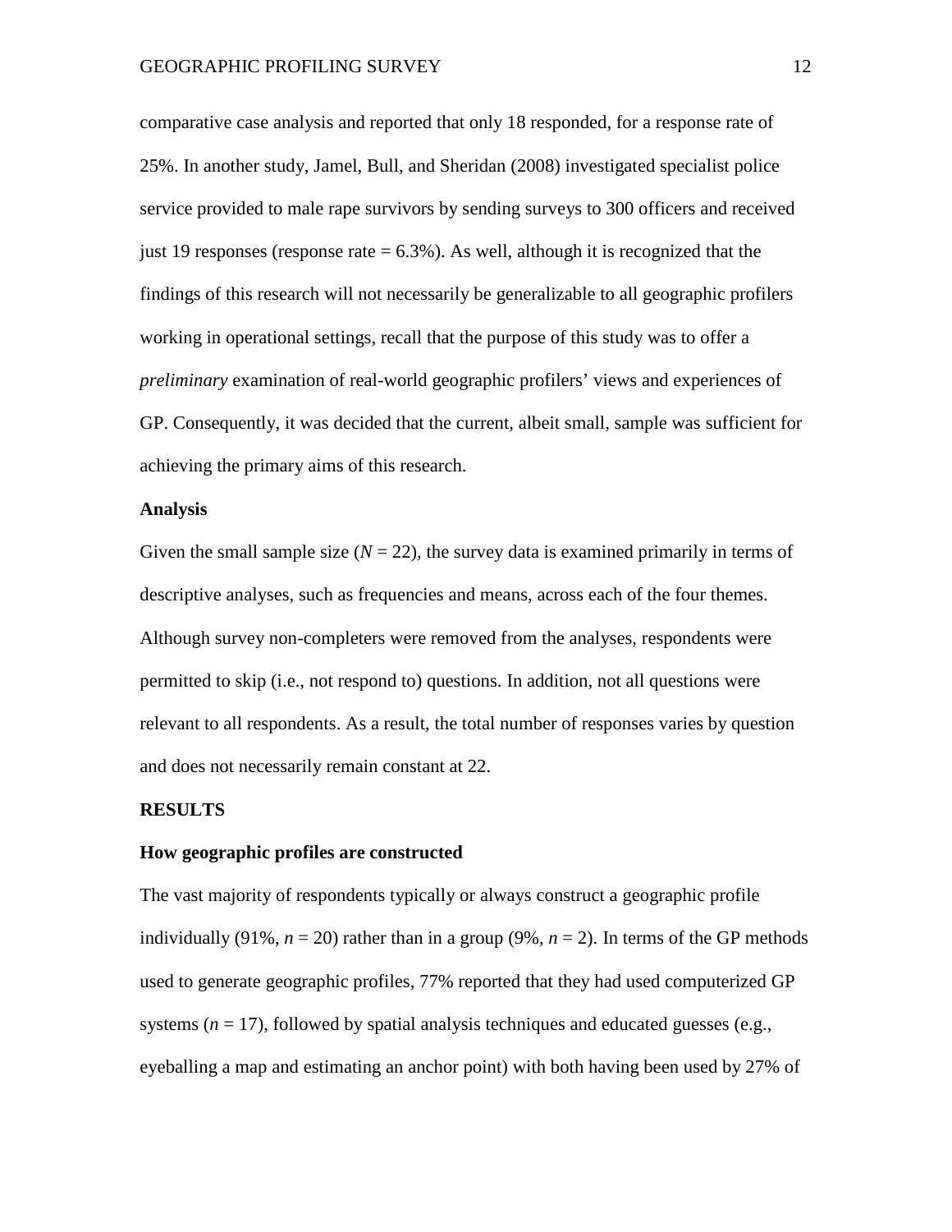comparative case analysis and reported that only 18 responded, for a response rate of 25%. In another study, Jamel, Bull, and Sheridan (2008) investigated specialist police service provided to male rape survivors by sending surveys to 300 officers and received just 19 responses (response rate = 6.3%). As well, although it is recognized that the findings of this research will not necessarily be generalizable to all geographic profilers working in operational settings, recall that the purpose of this study was to offer a *preliminary* examination of real-world geographic profilers' views and experiences of GP. Consequently, it was decided that the current, albeit small, sample was sufficient for achieving the primary aims of this research.

### Analysis

Given the small sample size ($N = 22$), the survey data is examined primarily in terms of descriptive analyses, such as frequencies and means, across each of the four themes. Although survey non-completers were removed from the analyses, respondents were permitted to skip (i.e., not respond to) questions. In addition, not all questions were relevant to all respondents. As a result, the total number of responses varies by question and does not necessarily remain constant at 22.

## RESULTS

### How geographic profiles are constructed

The vast majority of respondents typically or always construct a geographic profile individually (91%, $n = 20$) rather than in a group (9%, $n = 2$). In terms of the GP methods used to generate geographic profiles, 77% reported that they had used computerized GP systems ($n = 17$), followed by spatial analysis techniques and educated guesses (e.g., eyeballing a map and estimating an anchor point) with both having been used by 27% of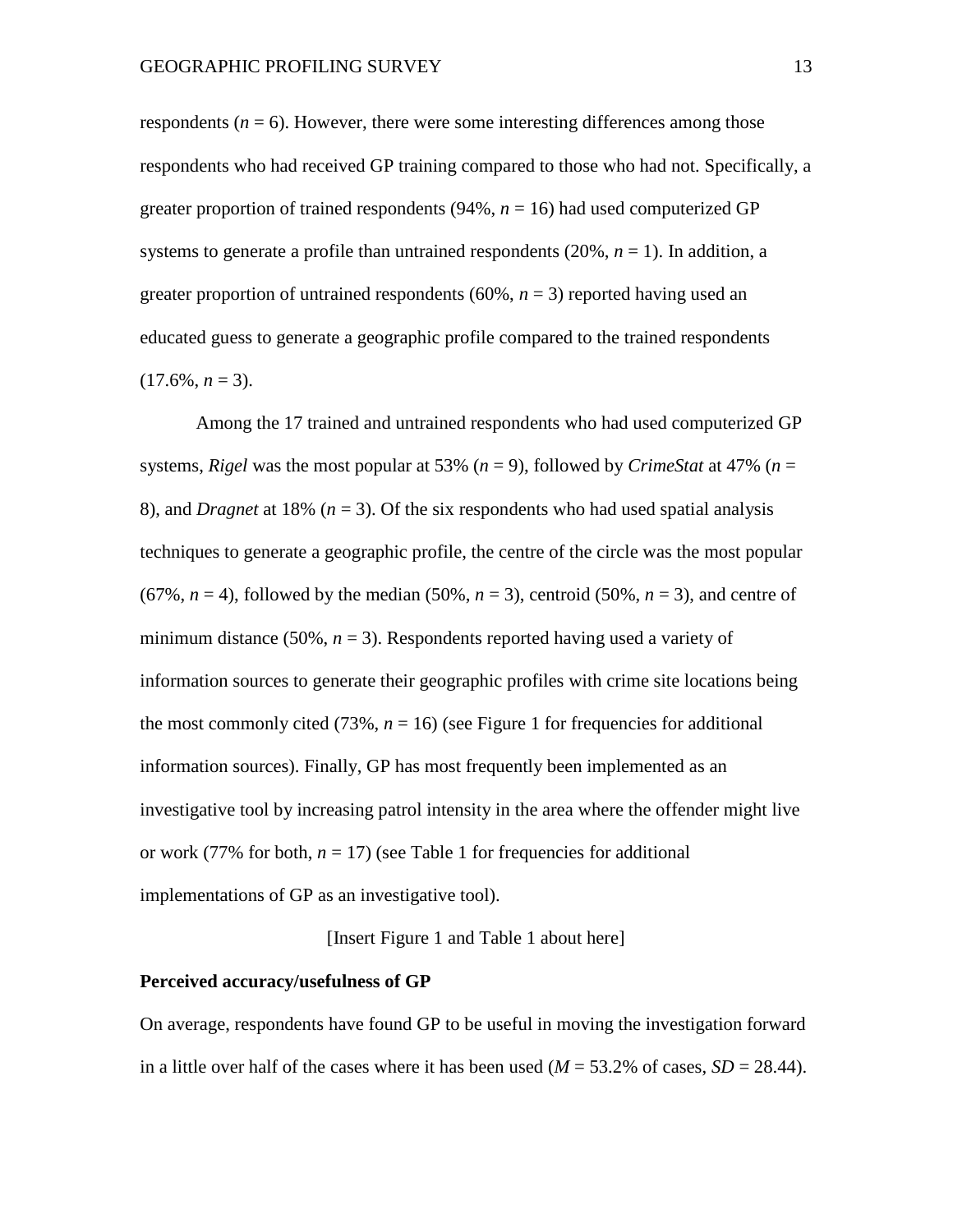respondents ($n = 6$). However, there were some interesting differences among those respondents who had received GP training compared to those who had not. Specifically, a greater proportion of trained respondents (94%, $n = 16$) had used computerized GP systems to generate a profile than untrained respondents (20%, $n = 1$). In addition, a greater proportion of untrained respondents (60%, $n = 3$) reported having used an educated guess to generate a geographic profile compared to the trained respondents (17.6%, $n = 3$).

Among the 17 trained and untrained respondents who had used computerized GP systems, *Rigel* was the most popular at 53% ($n = 9$), followed by *CrimeStat* at 47% ($n = 8$), and *Dragnet* at 18% ($n = 3$). Of the six respondents who had used spatial analysis techniques to generate a geographic profile, the centre of the circle was the most popular (67%, $n = 4$), followed by the median (50%, $n = 3$), centroid (50%, $n = 3$), and centre of minimum distance (50%, $n = 3$). Respondents reported having used a variety of information sources to generate their geographic profiles with crime site locations being the most commonly cited (73%, $n = 16$) (see Figure 1 for frequencies for additional information sources). Finally, GP has most frequently been implemented as an investigative tool by increasing patrol intensity in the area where the offender might live or work (77% for both, $n = 17$) (see Table 1 for frequencies for additional implementations of GP as an investigative tool).

[Insert Figure 1 and Table 1 about here]

**Perceived accuracy/usefulness of GP**

On average, respondents have found GP to be useful in moving the investigation forward in a little over half of the cases where it has been used ($M = 53.2\%$ of cases, $SD = 28.44$).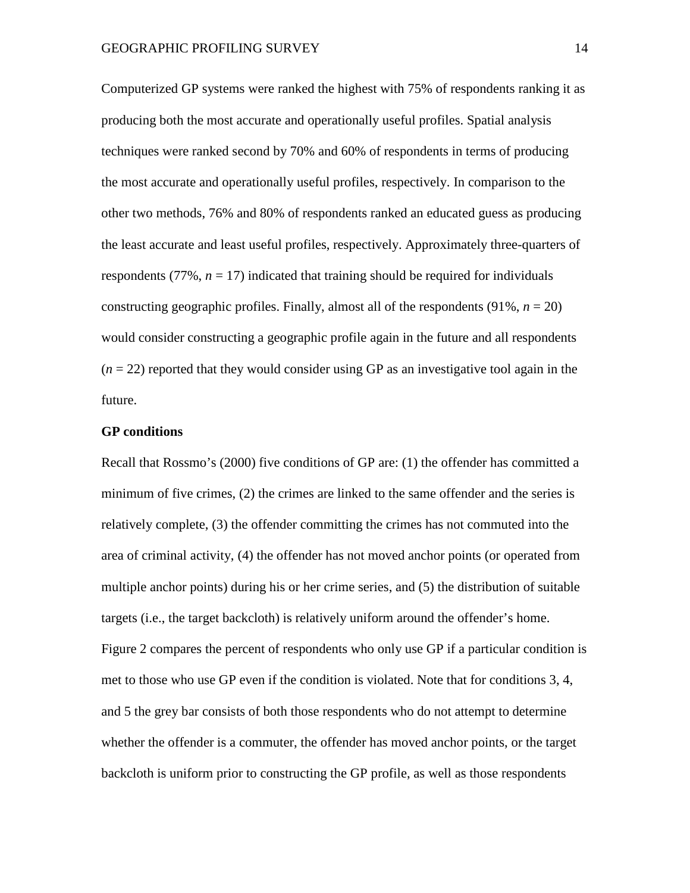Computerized GP systems were ranked the highest with 75% of respondents ranking it as producing both the most accurate and operationally useful profiles. Spatial analysis techniques were ranked second by 70% and 60% of respondents in terms of producing the most accurate and operationally useful profiles, respectively. In comparison to the other two methods, 76% and 80% of respondents ranked an educated guess as producing the least accurate and least useful profiles, respectively. Approximately three-quarters of respondents (77%, $n$ = 17) indicated that training should be required for individuals constructing geographic profiles. Finally, almost all of the respondents (91%, $n$ = 20) would consider constructing a geographic profile again in the future and all respondents ($n$ = 22) reported that they would consider using GP as an investigative tool again in the future.

**GP conditions**

Recall that Rossmo's (2000) five conditions of GP are: (1) the offender has committed a minimum of five crimes, (2) the crimes are linked to the same offender and the series is relatively complete, (3) the offender committing the crimes has not commuted into the area of criminal activity, (4) the offender has not moved anchor points (or operated from multiple anchor points) during his or her crime series, and (5) the distribution of suitable targets (i.e., the target backcloth) is relatively uniform around the offender's home. Figure 2 compares the percent of respondents who only use GP if a particular condition is met to those who use GP even if the condition is violated. Note that for conditions 3, 4, and 5 the grey bar consists of both those respondents who do not attempt to determine whether the offender is a commuter, the offender has moved anchor points, or the target backcloth is uniform prior to constructing the GP profile, as well as those respondents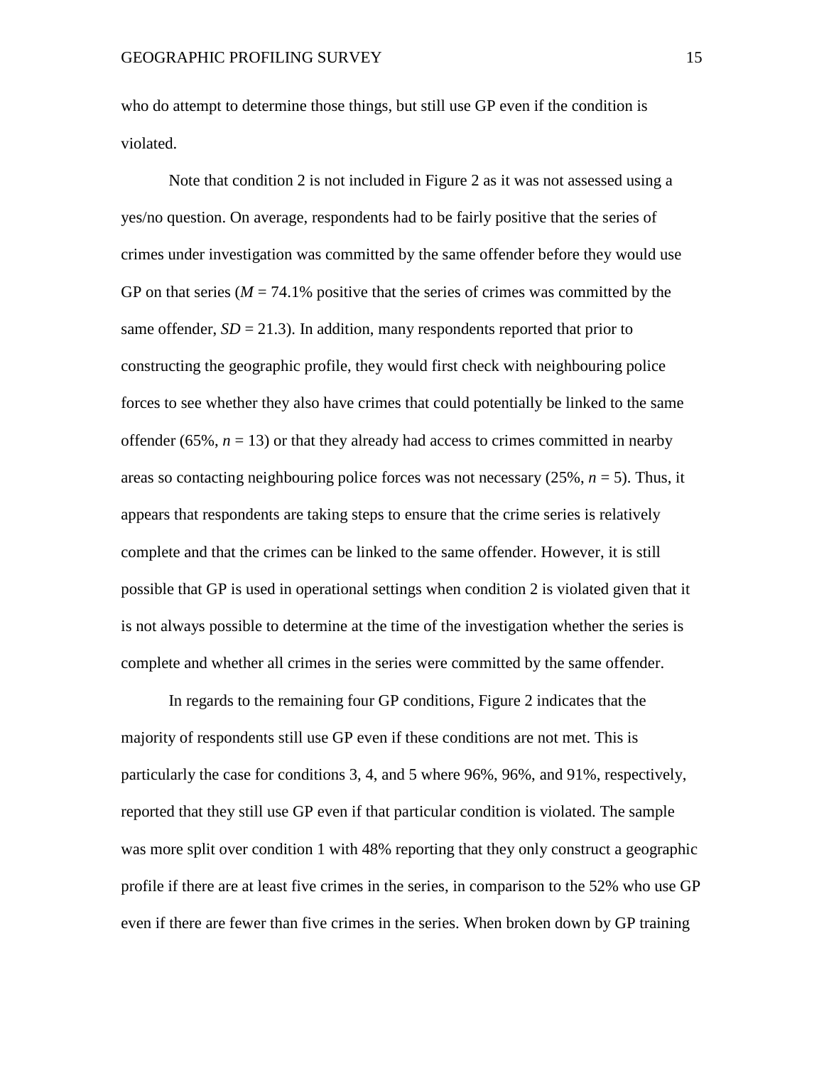who do attempt to determine those things, but still use GP even if the condition is violated.

Note that condition 2 is not included in Figure 2 as it was not assessed using a yes/no question. On average, respondents had to be fairly positive that the series of crimes under investigation was committed by the same offender before they would use GP on that series ($M$ = 74.1% positive that the series of crimes was committed by the same offender, $SD$ = 21.3). In addition, many respondents reported that prior to constructing the geographic profile, they would first check with neighbouring police forces to see whether they also have crimes that could potentially be linked to the same offender (65%, $n$ = 13) or that they already had access to crimes committed in nearby areas so contacting neighbouring police forces was not necessary (25%, $n$ = 5). Thus, it appears that respondents are taking steps to ensure that the crime series is relatively complete and that the crimes can be linked to the same offender. However, it is still possible that GP is used in operational settings when condition 2 is violated given that it is not always possible to determine at the time of the investigation whether the series is complete and whether all crimes in the series were committed by the same offender.

In regards to the remaining four GP conditions, Figure 2 indicates that the majority of respondents still use GP even if these conditions are not met. This is particularly the case for conditions 3, 4, and 5 where 96%, 96%, and 91%, respectively, reported that they still use GP even if that particular condition is violated. The sample was more split over condition 1 with 48% reporting that they only construct a geographic profile if there are at least five crimes in the series, in comparison to the 52% who use GP even if there are fewer than five crimes in the series. When broken down by GP training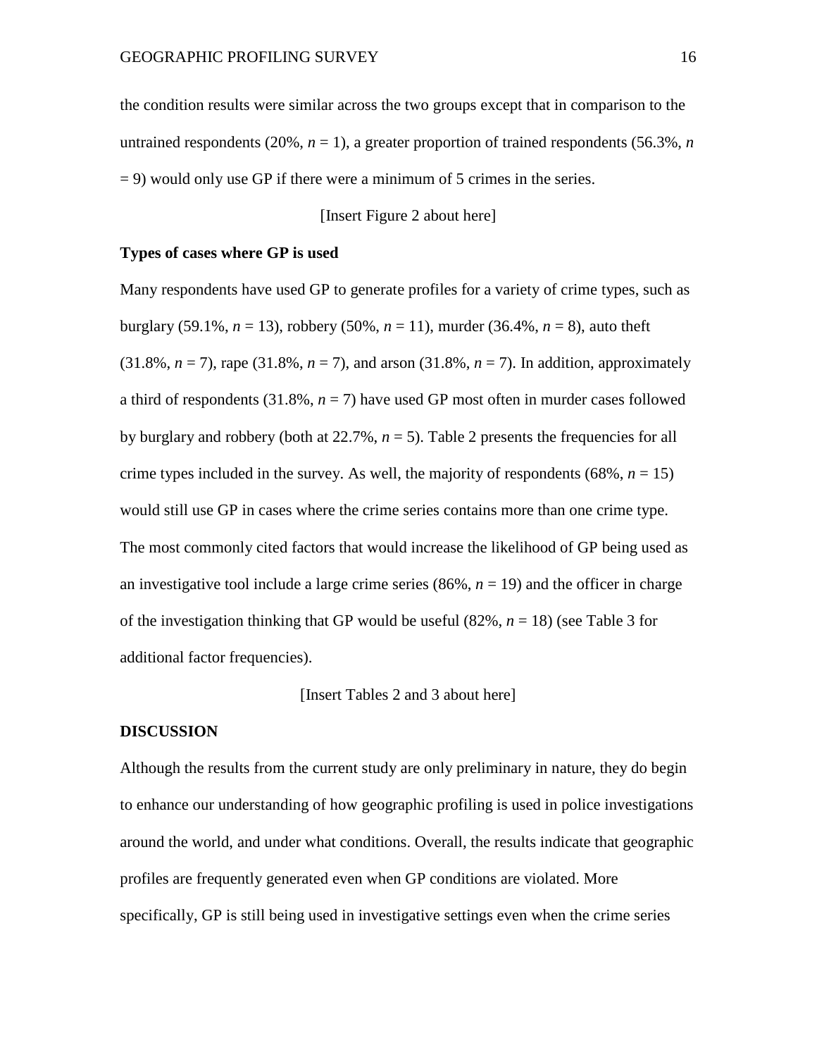the condition results were similar across the two groups except that in comparison to the untrained respondents (20%, *n* = 1), a greater proportion of trained respondents (56.3%, *n* = 9) would only use GP if there were a minimum of 5 crimes in the series.

[Insert Figure 2 about here]

**Types of cases where GP is used**

Many respondents have used GP to generate profiles for a variety of crime types, such as burglary (59.1%, *n* = 13), robbery (50%, *n* = 11), murder (36.4%, *n* = 8), auto theft (31.8%, *n* = 7), rape (31.8%, *n* = 7), and arson (31.8%, *n* = 7). In addition, approximately a third of respondents (31.8%, *n* = 7) have used GP most often in murder cases followed by burglary and robbery (both at 22.7%, *n* = 5). Table 2 presents the frequencies for all crime types included in the survey. As well, the majority of respondents (68%, *n* = 15) would still use GP in cases where the crime series contains more than one crime type. The most commonly cited factors that would increase the likelihood of GP being used as an investigative tool include a large crime series (86%, *n* = 19) and the officer in charge of the investigation thinking that GP would be useful (82%, *n* = 18) (see Table 3 for additional factor frequencies).

[Insert Tables 2 and 3 about here]

**DISCUSSION**

Although the results from the current study are only preliminary in nature, they do begin to enhance our understanding of how geographic profiling is used in police investigations around the world, and under what conditions. Overall, the results indicate that geographic profiles are frequently generated even when GP conditions are violated. More specifically, GP is still being used in investigative settings even when the crime series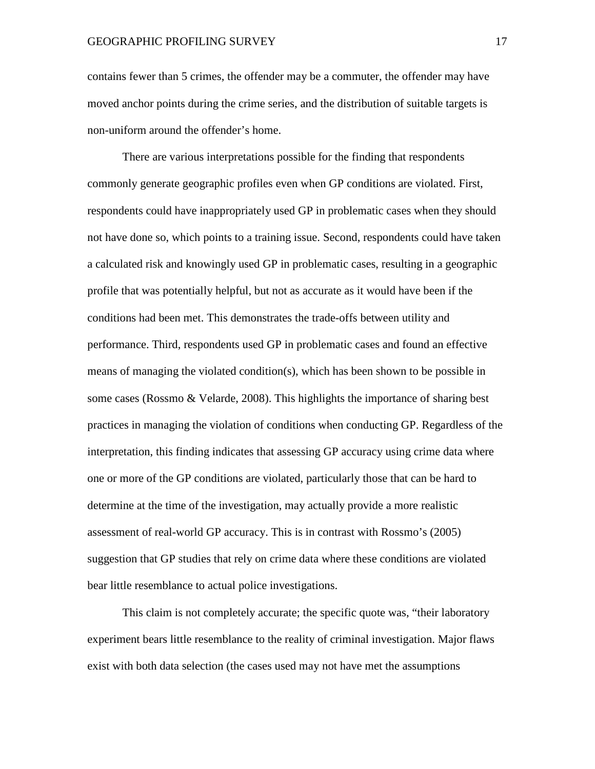contains fewer than 5 crimes, the offender may be a commuter, the offender may have moved anchor points during the crime series, and the distribution of suitable targets is non-uniform around the offender's home.

There are various interpretations possible for the finding that respondents commonly generate geographic profiles even when GP conditions are violated. First, respondents could have inappropriately used GP in problematic cases when they should not have done so, which points to a training issue. Second, respondents could have taken a calculated risk and knowingly used GP in problematic cases, resulting in a geographic profile that was potentially helpful, but not as accurate as it would have been if the conditions had been met. This demonstrates the trade-offs between utility and performance. Third, respondents used GP in problematic cases and found an effective means of managing the violated condition(s), which has been shown to be possible in some cases (Rossmo & Velarde, 2008). This highlights the importance of sharing best practices in managing the violation of conditions when conducting GP. Regardless of the interpretation, this finding indicates that assessing GP accuracy using crime data where one or more of the GP conditions are violated, particularly those that can be hard to determine at the time of the investigation, may actually provide a more realistic assessment of real-world GP accuracy. This is in contrast with Rossmo's (2005) suggestion that GP studies that rely on crime data where these conditions are violated bear little resemblance to actual police investigations.

This claim is not completely accurate; the specific quote was, "their laboratory experiment bears little resemblance to the reality of criminal investigation. Major flaws exist with both data selection (the cases used may not have met the assumptions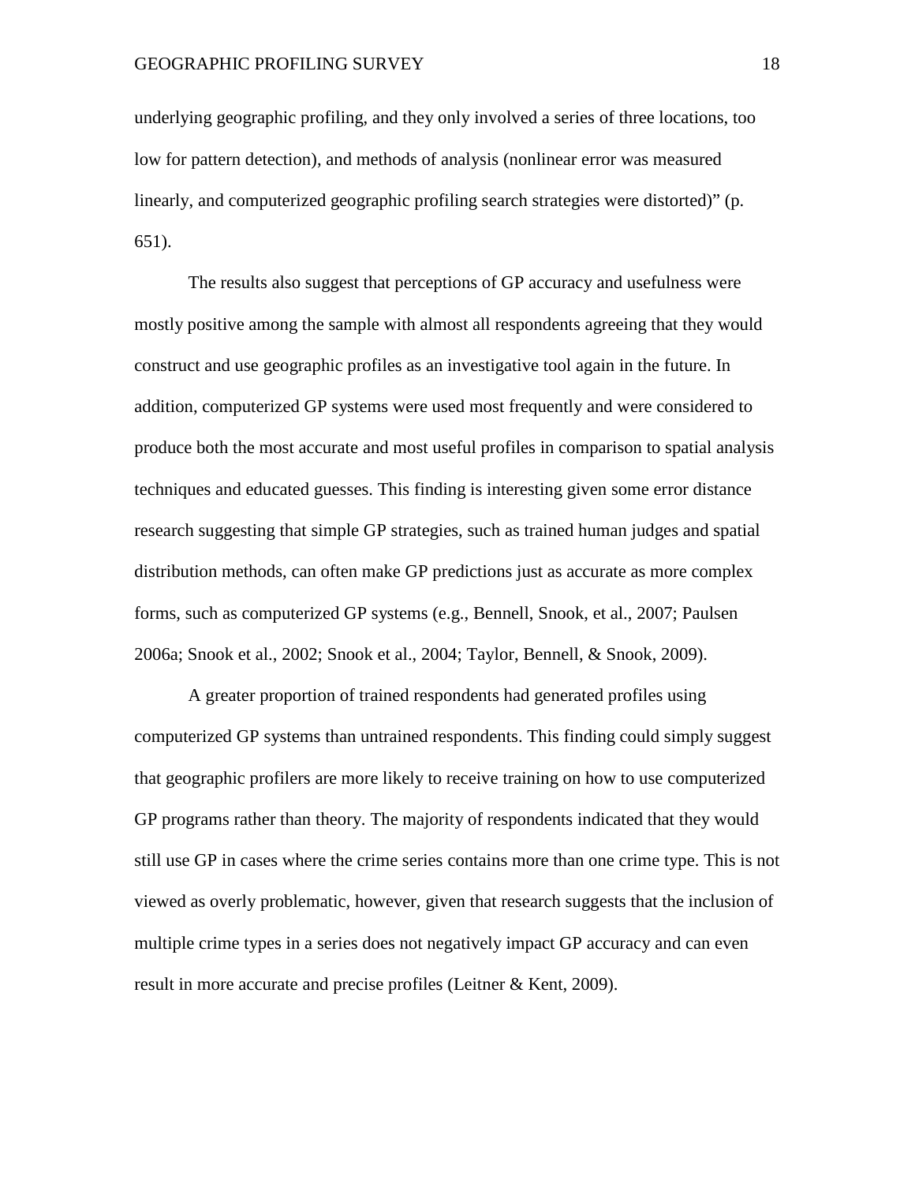underlying geographic profiling, and they only involved a series of three locations, too low for pattern detection), and methods of analysis (nonlinear error was measured linearly, and computerized geographic profiling search strategies were distorted)" (p. 651).

The results also suggest that perceptions of GP accuracy and usefulness were mostly positive among the sample with almost all respondents agreeing that they would construct and use geographic profiles as an investigative tool again in the future. In addition, computerized GP systems were used most frequently and were considered to produce both the most accurate and most useful profiles in comparison to spatial analysis techniques and educated guesses. This finding is interesting given some error distance research suggesting that simple GP strategies, such as trained human judges and spatial distribution methods, can often make GP predictions just as accurate as more complex forms, such as computerized GP systems (e.g., Bennell, Snook, et al., 2007; Paulsen 2006a; Snook et al., 2002; Snook et al., 2004; Taylor, Bennell, & Snook, 2009).

A greater proportion of trained respondents had generated profiles using computerized GP systems than untrained respondents. This finding could simply suggest that geographic profilers are more likely to receive training on how to use computerized GP programs rather than theory. The majority of respondents indicated that they would still use GP in cases where the crime series contains more than one crime type. This is not viewed as overly problematic, however, given that research suggests that the inclusion of multiple crime types in a series does not negatively impact GP accuracy and can even result in more accurate and precise profiles (Leitner & Kent, 2009).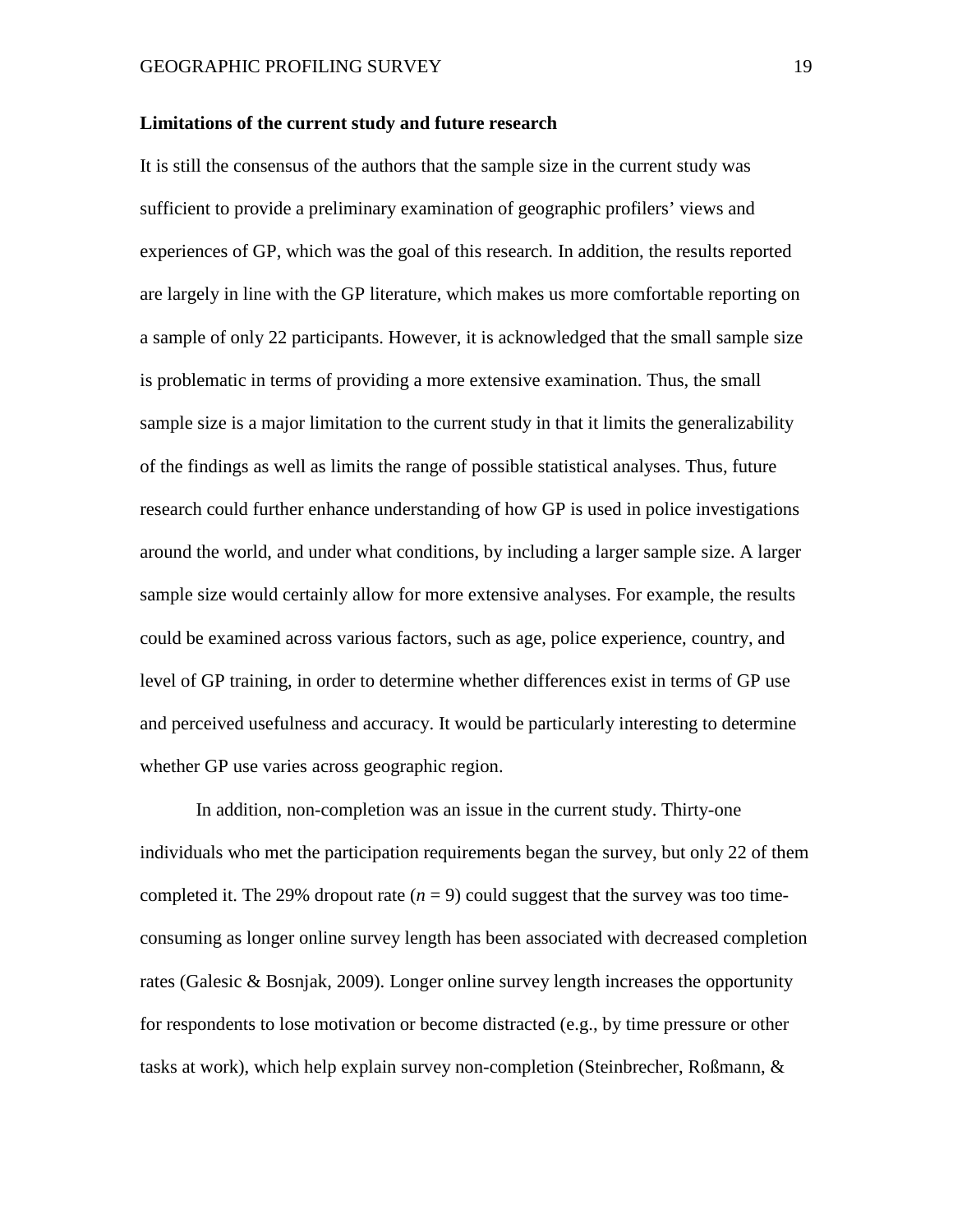**Limitations of the current study and future research**

It is still the consensus of the authors that the sample size in the current study was sufficient to provide a preliminary examination of geographic profilers' views and experiences of GP, which was the goal of this research. In addition, the results reported are largely in line with the GP literature, which makes us more comfortable reporting on a sample of only 22 participants. However, it is acknowledged that the small sample size is problematic in terms of providing a more extensive examination. Thus, the small sample size is a major limitation to the current study in that it limits the generalizability of the findings as well as limits the range of possible statistical analyses. Thus, future research could further enhance understanding of how GP is used in police investigations around the world, and under what conditions, by including a larger sample size. A larger sample size would certainly allow for more extensive analyses. For example, the results could be examined across various factors, such as age, police experience, country, and level of GP training, in order to determine whether differences exist in terms of GP use and perceived usefulness and accuracy. It would be particularly interesting to determine whether GP use varies across geographic region.

In addition, non-completion was an issue in the current study. Thirty-one individuals who met the participation requirements began the survey, but only 22 of them completed it. The 29% dropout rate ($n$ = 9) could suggest that the survey was too time-consuming as longer online survey length has been associated with decreased completion rates (Galesic & Bosnjak, 2009). Longer online survey length increases the opportunity for respondents to lose motivation or become distracted (e.g., by time pressure or other tasks at work), which help explain survey non-completion (Steinbrecher, Roßmann, &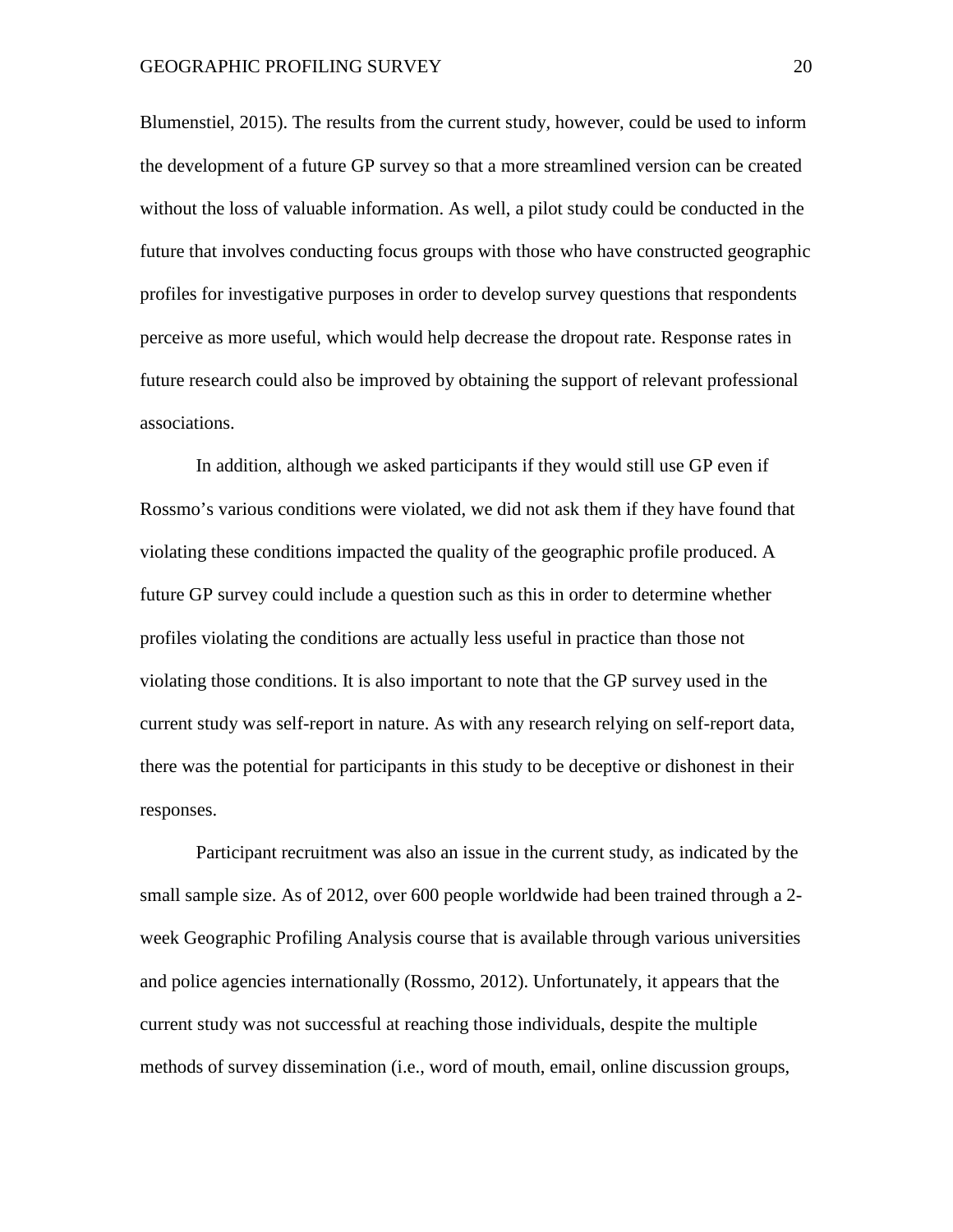Blumenstiel, 2015). The results from the current study, however, could be used to inform the development of a future GP survey so that a more streamlined version can be created without the loss of valuable information. As well, a pilot study could be conducted in the future that involves conducting focus groups with those who have constructed geographic profiles for investigative purposes in order to develop survey questions that respondents perceive as more useful, which would help decrease the dropout rate. Response rates in future research could also be improved by obtaining the support of relevant professional associations.

In addition, although we asked participants if they would still use GP even if Rossmo's various conditions were violated, we did not ask them if they have found that violating these conditions impacted the quality of the geographic profile produced. A future GP survey could include a question such as this in order to determine whether profiles violating the conditions are actually less useful in practice than those not violating those conditions. It is also important to note that the GP survey used in the current study was self-report in nature. As with any research relying on self-report data, there was the potential for participants in this study to be deceptive or dishonest in their responses.

Participant recruitment was also an issue in the current study, as indicated by the small sample size. As of 2012, over 600 people worldwide had been trained through a 2-week Geographic Profiling Analysis course that is available through various universities and police agencies internationally (Rossmo, 2012). Unfortunately, it appears that the current study was not successful at reaching those individuals, despite the multiple methods of survey dissemination (i.e., word of mouth, email, online discussion groups,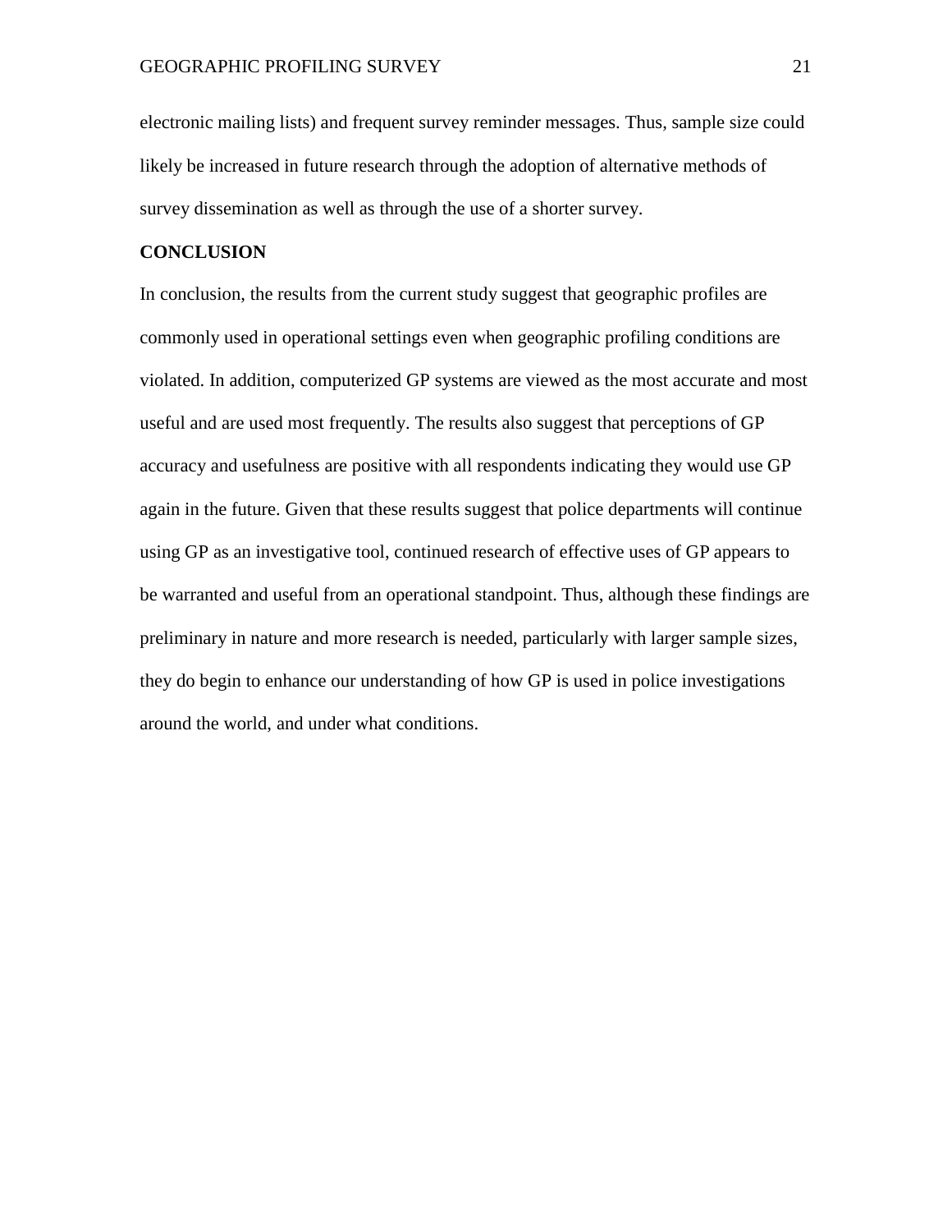electronic mailing lists) and frequent survey reminder messages. Thus, sample size could likely be increased in future research through the adoption of alternative methods of survey dissemination as well as through the use of a shorter survey.

## CONCLUSION

In conclusion, the results from the current study suggest that geographic profiles are commonly used in operational settings even when geographic profiling conditions are violated. In addition, computerized GP systems are viewed as the most accurate and most useful and are used most frequently. The results also suggest that perceptions of GP accuracy and usefulness are positive with all respondents indicating they would use GP again in the future. Given that these results suggest that police departments will continue using GP as an investigative tool, continued research of effective uses of GP appears to be warranted and useful from an operational standpoint. Thus, although these findings are preliminary in nature and more research is needed, particularly with larger sample sizes, they do begin to enhance our understanding of how GP is used in police investigations around the world, and under what conditions.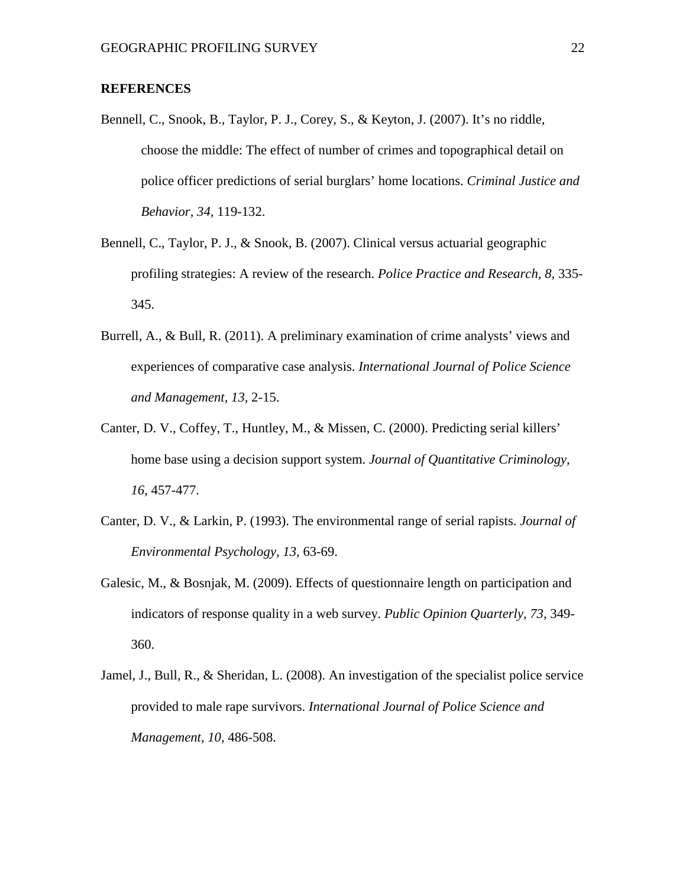**REFERENCES**

Bennell, C., Snook, B., Taylor, P. J., Corey, S., & Keyton, J. (2007). It's no riddle, choose the middle: The effect of number of crimes and topographical detail on police officer predictions of serial burglars' home locations. *Criminal Justice and Behavior, 34,* 119-132.

Bennell, C., Taylor, P. J., & Snook, B. (2007). Clinical versus actuarial geographic profiling strategies: A review of the research. *Police Practice and Research, 8,* 335-345.

Burrell, A., & Bull, R. (2011). A preliminary examination of crime analysts' views and experiences of comparative case analysis. *International Journal of Police Science and Management, 13*, 2-15.

Canter, D. V., Coffey, T., Huntley, M., & Missen, C. (2000). Predicting serial killers' home base using a decision support system. *Journal of Quantitative Criminology, 16,* 457-477.

Canter, D. V., & Larkin, P. (1993). The environmental range of serial rapists. *Journal of Environmental Psychology, 13,* 63-69.

Galesic, M., & Bosnjak, M. (2009). Effects of questionnaire length on participation and indicators of response quality in a web survey. *Public Opinion Quarterly, 73,* 349-360.

Jamel, J., Bull, R., & Sheridan, L. (2008). An investigation of the specialist police service provided to male rape survivors. *International Journal of Police Science and Management, 10,* 486-508.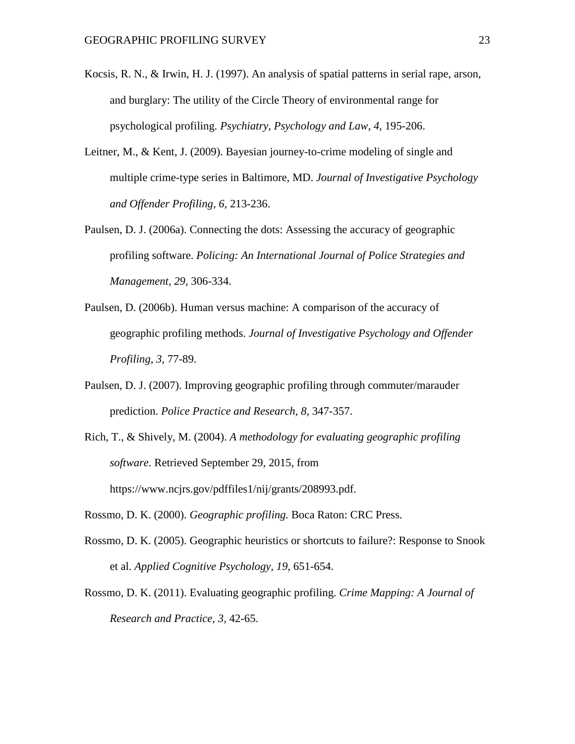Kocsis, R. N., & Irwin, H. J. (1997). An analysis of spatial patterns in serial rape, arson, and burglary: The utility of the Circle Theory of environmental range for psychological profiling. *Psychiatry, Psychology and Law*, *4,* 195-206.

Leitner, M., & Kent, J. (2009). Bayesian journey-to-crime modeling of single and multiple crime-type series in Baltimore, MD. *Journal of Investigative Psychology and Offender Profiling, 6,* 213-236.

Paulsen, D. J. (2006a). Connecting the dots: Assessing the accuracy of geographic profiling software. *Policing: An International Journal of Police Strategies and Management, 29,* 306-334.

Paulsen, D. (2006b). Human versus machine: A comparison of the accuracy of geographic profiling methods. *Journal of Investigative Psychology and Offender Profiling, 3,* 77-89.

Paulsen, D. J. (2007). Improving geographic profiling through commuter/marauder prediction. *Police Practice and Research, 8,* 347-357.

Rich, T., & Shively, M. (2004). *A methodology for evaluating geographic profiling software.* Retrieved September 29, 2015, from https://www.ncjrs.gov/pdffiles1/nij/grants/208993.pdf.

Rossmo, D. K. (2000). *Geographic profiling.* Boca Raton: CRC Press.

Rossmo, D. K. (2005). Geographic heuristics or shortcuts to failure?: Response to Snook et al. *Applied Cognitive Psychology, 19,* 651-654.

Rossmo, D. K. (2011). Evaluating geographic profiling. *Crime Mapping: A Journal of Research and Practice, 3,* 42-65.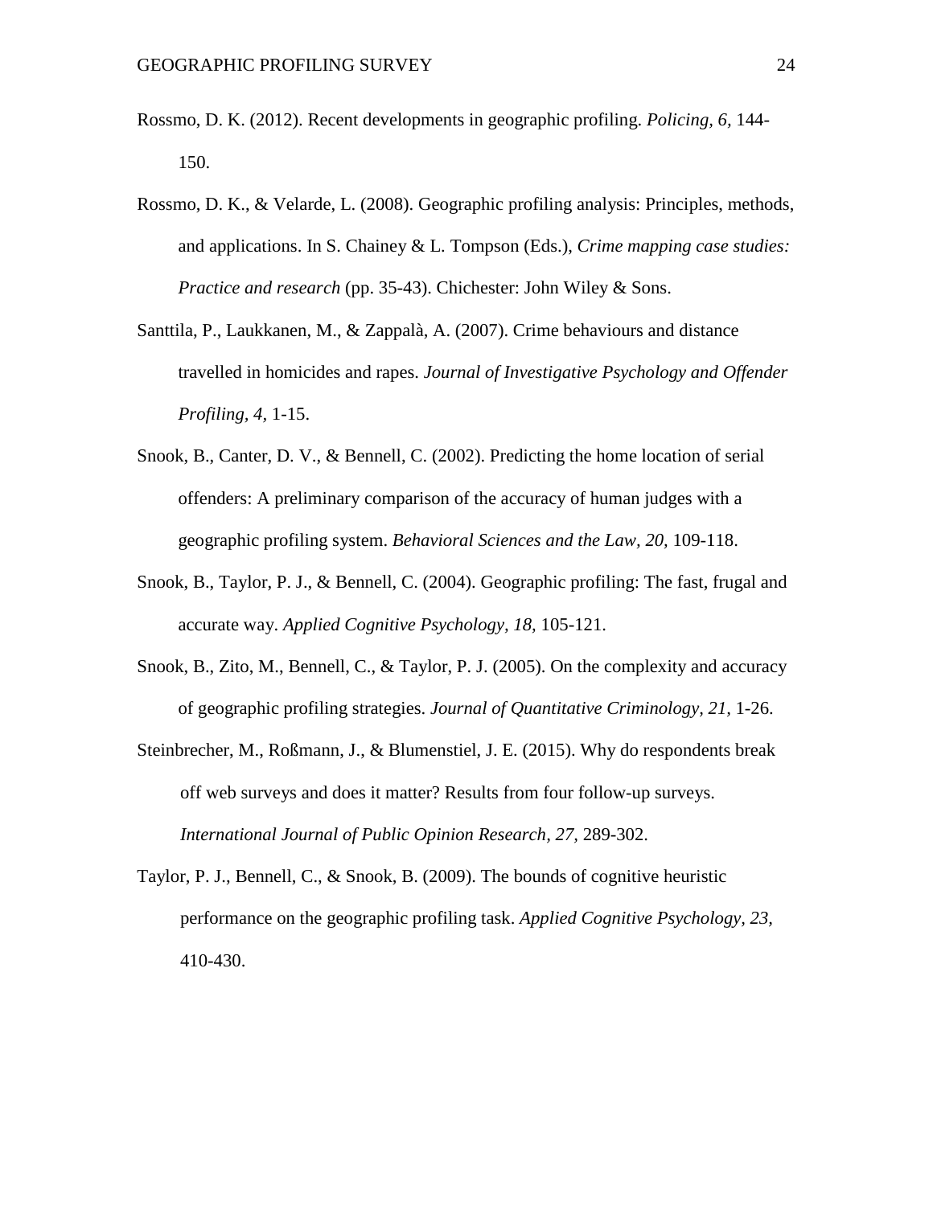Rossmo, D. K. (2012). Recent developments in geographic profiling. *Policing, 6*, 144-150.

Rossmo, D. K., & Velarde, L. (2008). Geographic profiling analysis: Principles, methods, and applications. In S. Chainey & L. Tompson (Eds.), *Crime mapping case studies: Practice and research* (pp. 35-43). Chichester: John Wiley & Sons.

Santtila, P., Laukkanen, M., & Zappalà, A. (2007). Crime behaviours and distance travelled in homicides and rapes. *Journal of Investigative Psychology and Offender Profiling*, *4*, 1-15.

Snook, B., Canter, D. V., & Bennell, C. (2002). Predicting the home location of serial offenders: A preliminary comparison of the accuracy of human judges with a geographic profiling system. *Behavioral Sciences and the Law, 20,* 109-118.

Snook, B., Taylor, P. J., & Bennell, C. (2004). Geographic profiling: The fast, frugal and accurate way. *Applied Cognitive Psychology, 18,* 105-121.

Snook, B., Zito, M., Bennell, C., & Taylor, P. J. (2005). On the complexity and accuracy of geographic profiling strategies. *Journal of Quantitative Criminology, 21*, 1-26.

Steinbrecher, M., Roßmann, J., & Blumenstiel, J. E. (2015). Why do respondents break off web surveys and does it matter? Results from four follow-up surveys. *International Journal of Public Opinion Research, 27,* 289-302.

Taylor, P. J., Bennell, C., & Snook, B. (2009). The bounds of cognitive heuristic performance on the geographic profiling task. *Applied Cognitive Psychology, 23,* 410-430.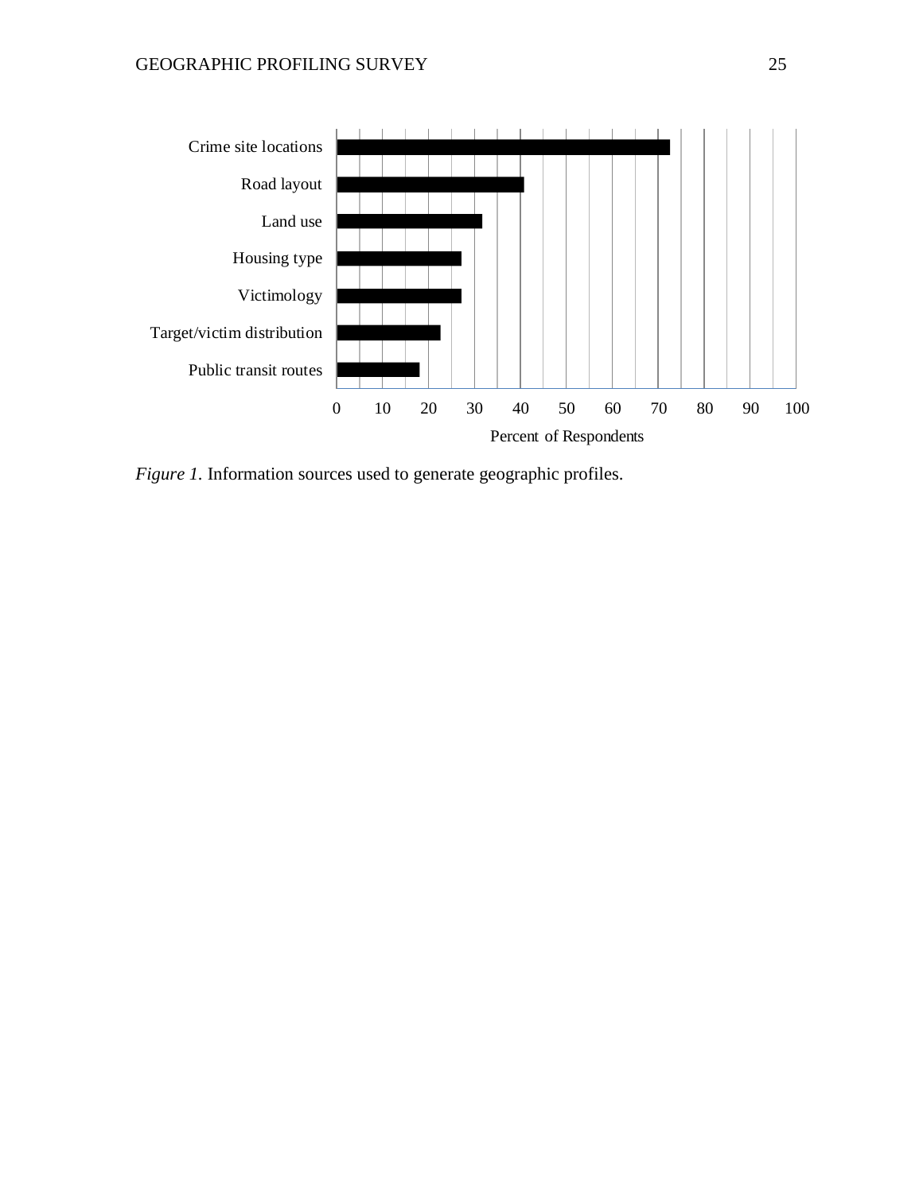*Figure 1.* Information sources used to generate geographic profiles.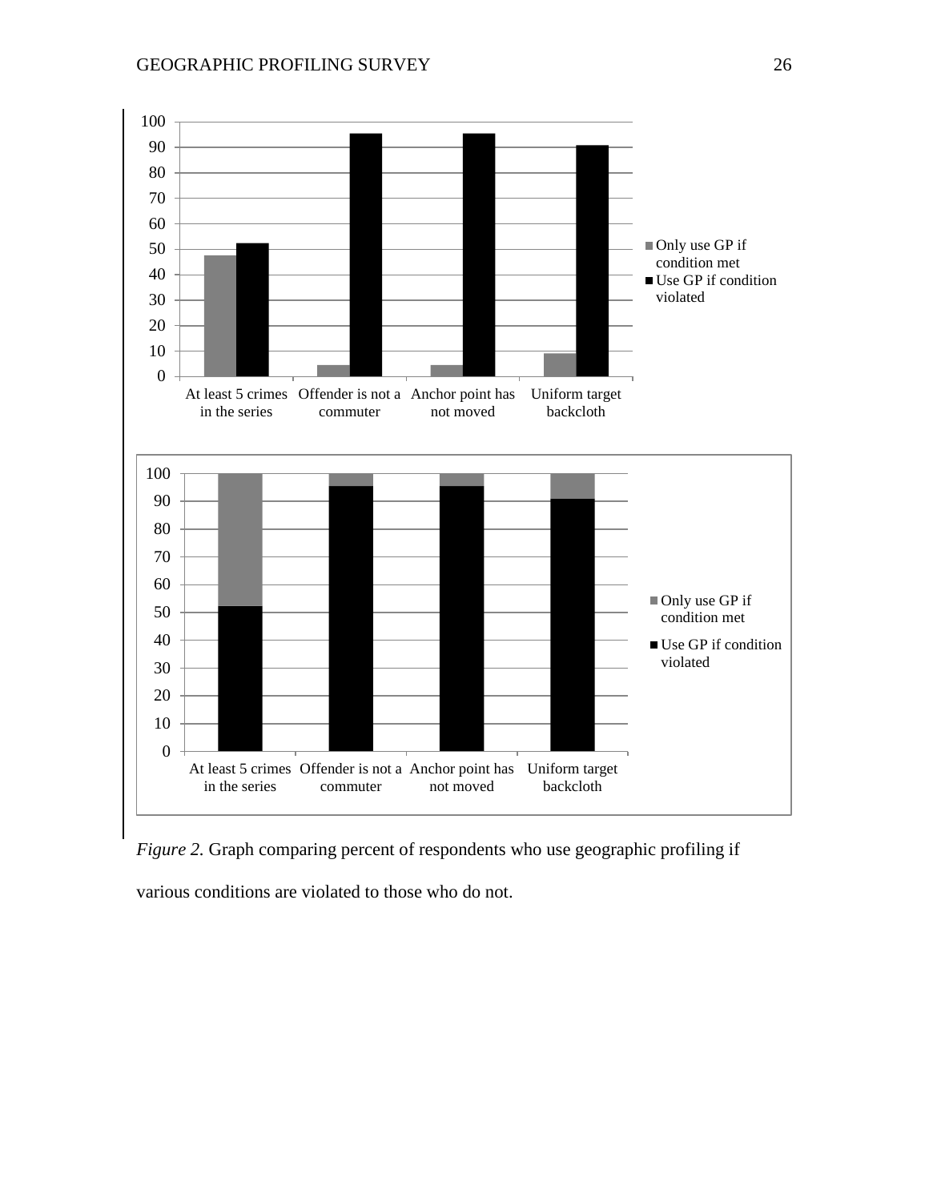*Figure 2.* Graph comparing percent of respondents who use geographic profiling if various conditions are violated to those who do not.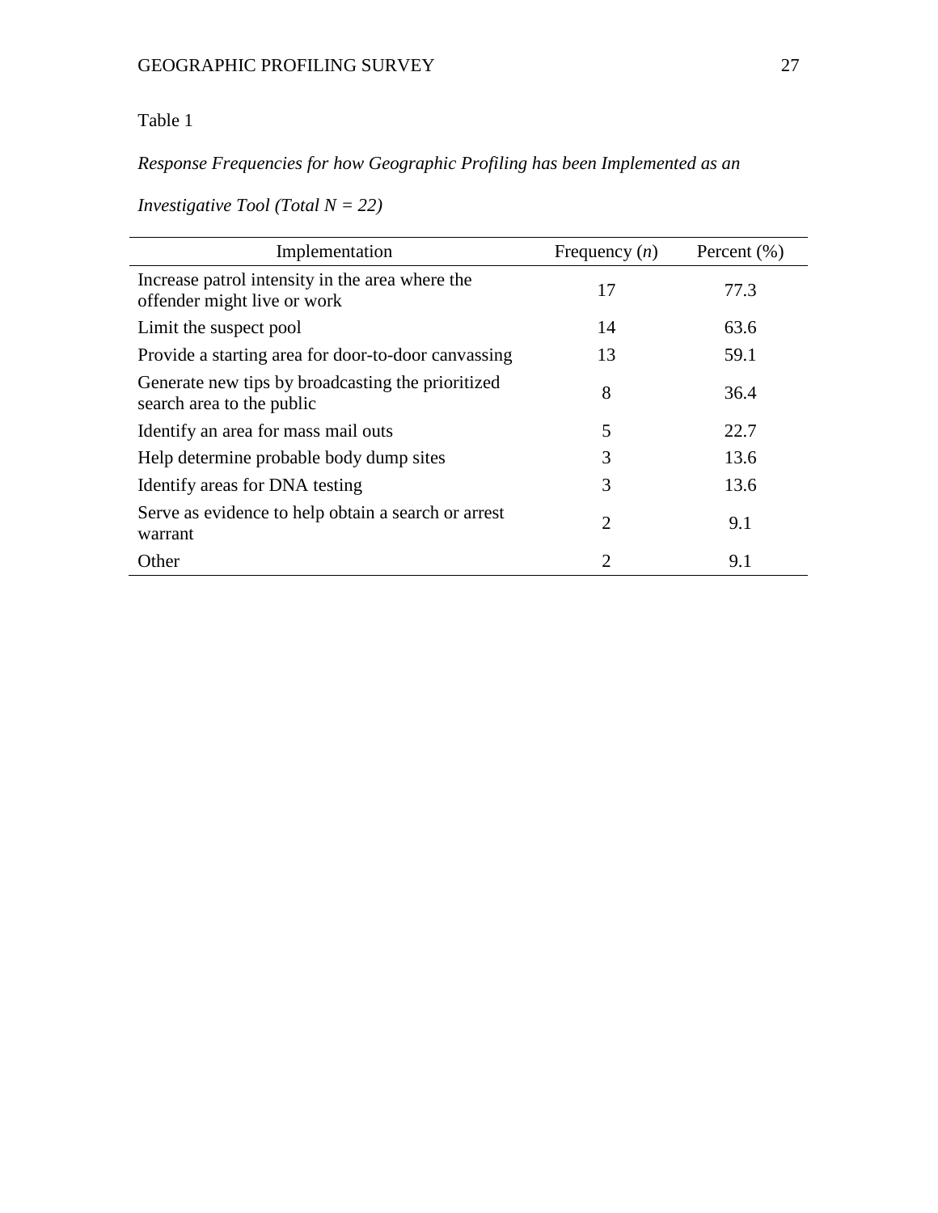Table 1

*Response Frequencies for how Geographic Profiling has been Implemented as an Investigative Tool (Total N = 22)*

| Implementation | Frequency (*n*) | Percent (%) |
|---|---|---|
| Increase patrol intensity in the area where the offender might live or work | 17 | 77.3 |
| Limit the suspect pool | 14 | 63.6 |
| Provide a starting area for door-to-door canvassing | 13 | 59.1 |
| Generate new tips by broadcasting the prioritized search area to the public | 8 | 36.4 |
| Identify an area for mass mail outs | 5 | 22.7 |
| Help determine probable body dump sites | 3 | 13.6 |
| Identify areas for DNA testing | 3 | 13.6 |
| Serve as evidence to help obtain a search or arrest warrant | 2 | 9.1 |
| Other | 2 | 9.1 |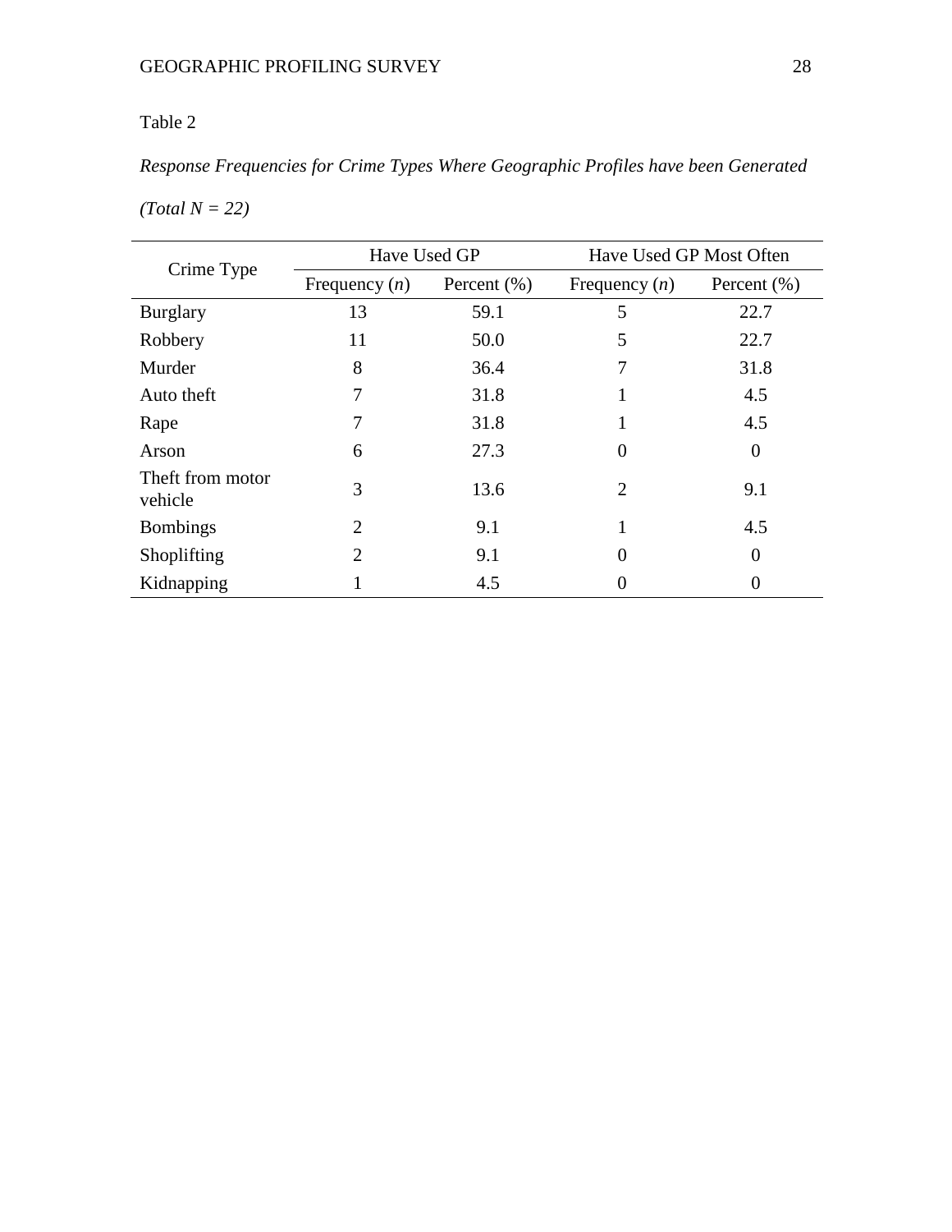Table 2

*Response Frequencies for Crime Types Where Geographic Profiles have been Generated (Total N = 22)*

| Crime Type | Have Used GP | | Have Used GP Most Often | |
|---|---|---|---|---|
| | Frequency (*n*) | Percent (%) | Frequency (*n*) | Percent (%) |
| Burglary | 13 | 59.1 | 5 | 22.7 |
| Robbery | 11 | 50.0 | 5 | 22.7 |
| Murder | 8 | 36.4 | 7 | 31.8 |
| Auto theft | 7 | 31.8 | 1 | 4.5 |
| Rape | 7 | 31.8 | 1 | 4.5 |
| Arson | 6 | 27.3 | 0 | 0 |
| Theft from motor vehicle | 3 | 13.6 | 2 | 9.1 |
| Bombings | 2 | 9.1 | 1 | 4.5 |
| Shoplifting | 2 | 9.1 | 0 | 0 |
| Kidnapping | 1 | 4.5 | 0 | 0 |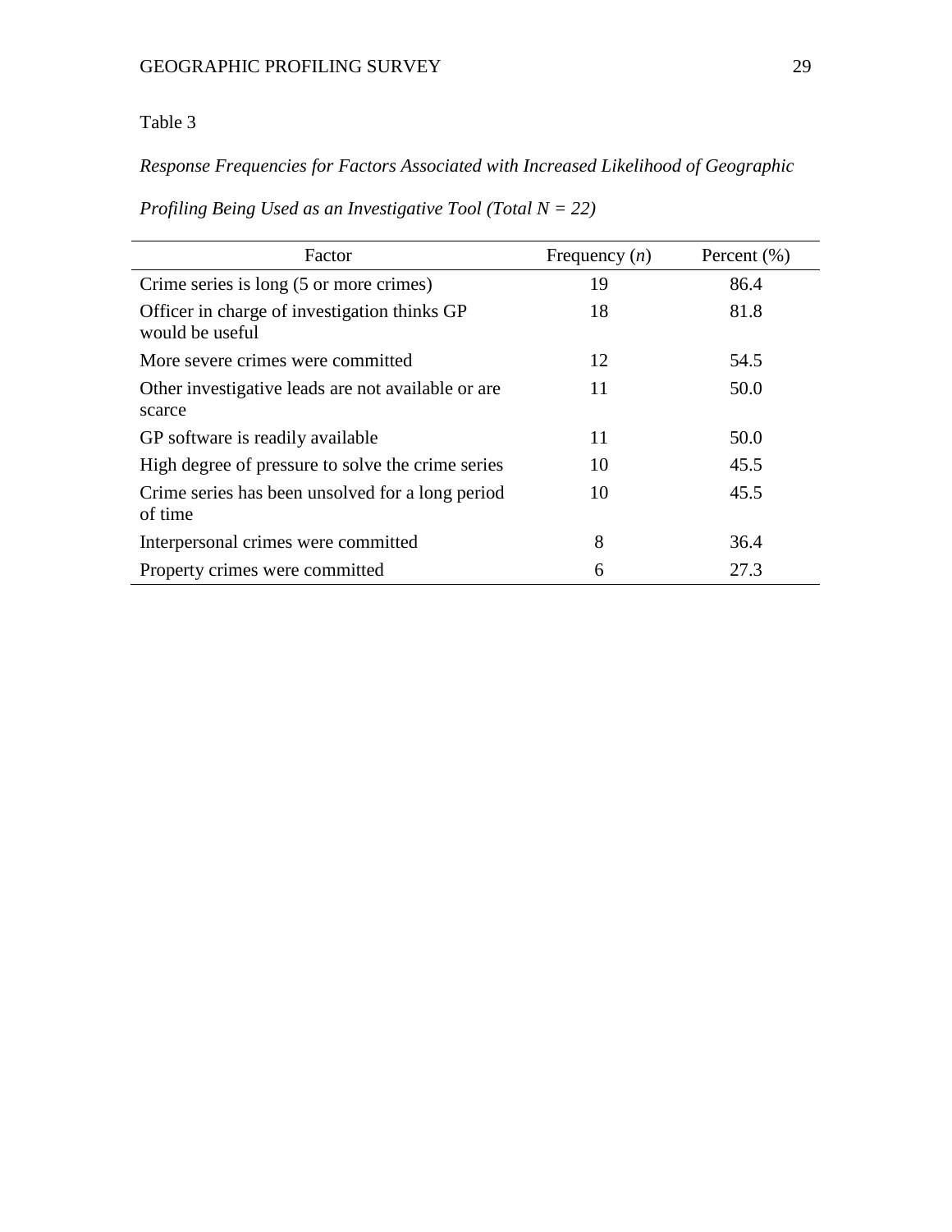Table 3

*Response Frequencies for Factors Associated with Increased Likelihood of Geographic Profiling Being Used as an Investigative Tool (Total N = 22)*

| Factor | Frequency (*n*) | Percent (%) |
|---|---|---|
| Crime series is long (5 or more crimes) | 19 | 86.4 |
| Officer in charge of investigation thinks GP would be useful | 18 | 81.8 |
| More severe crimes were committed | 12 | 54.5 |
| Other investigative leads are not available or are scarce | 11 | 50.0 |
| GP software is readily available | 11 | 50.0 |
| High degree of pressure to solve the crime series | 10 | 45.5 |
| Crime series has been unsolved for a long period of time | 10 | 45.5 |
| Interpersonal crimes were committed | 8 | 36.4 |
| Property crimes were committed | 6 | 27.3 |